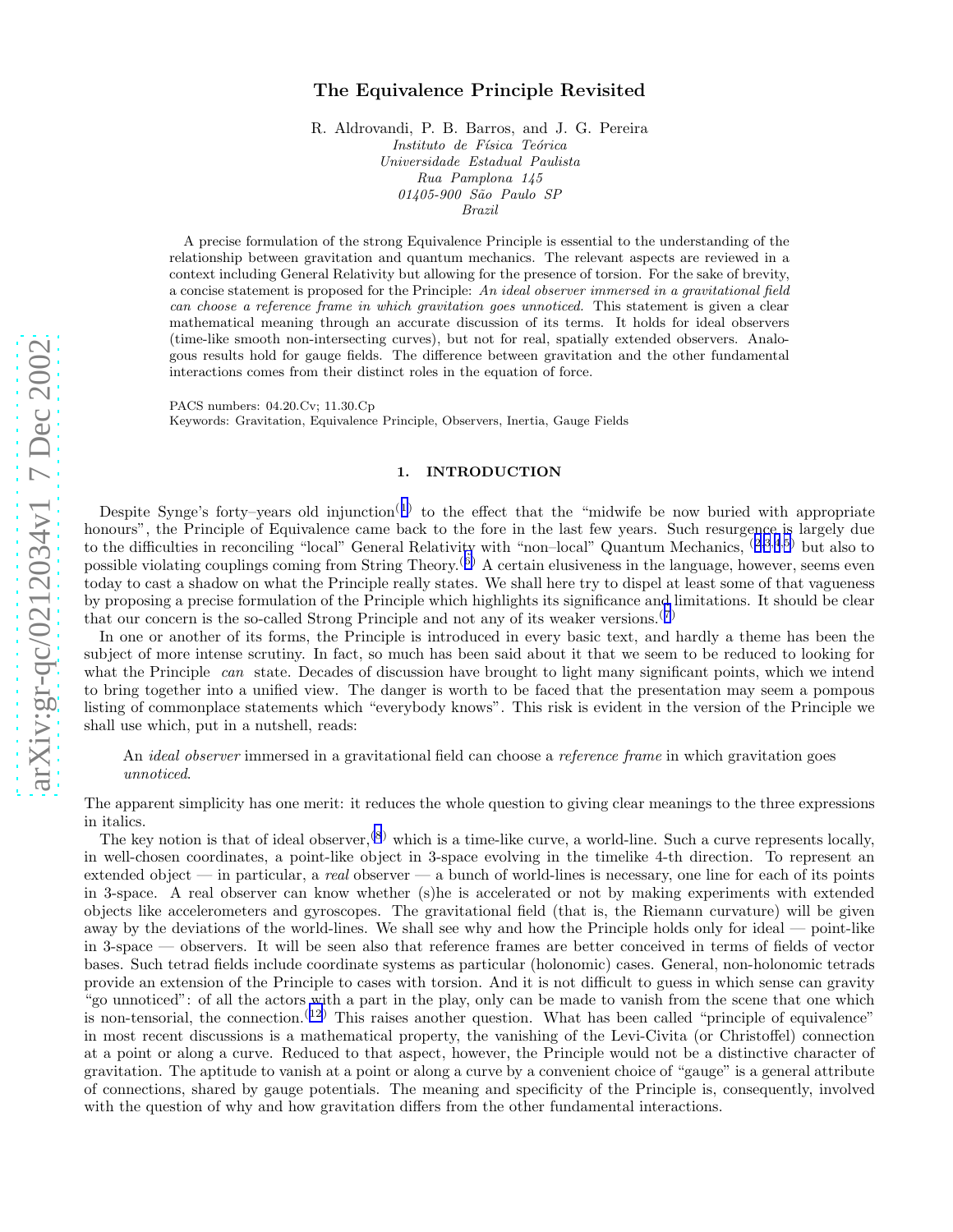# The Equivalence Principle Revisited

R. Aldrovandi, P. B. Barros, and J. G. Pereira

*Instituto de Física Teórica*
*Universidade Estadual Paulista*
*Rua Pamplona 145*
*01405-900 São Paulo SP*
*Brazil*

A precise formulation of the strong Equivalence Principle is essential to the understanding of the relationship between gravitation and quantum mechanics. The relevant aspects are reviewed in a context including General Relativity but allowing for the presence of torsion. For the sake of brevity, a concise statement is proposed for the Principle: *An ideal observer immersed in a gravitational field can choose a reference frame in which gravitation goes unnoticed.* This statement is given a clear mathematical meaning through an accurate discussion of its terms. It holds for ideal observers (time-like smooth non-intersecting curves), but not for real, spatially extended observers. Analogous results hold for gauge fields. The difference between gravitation and the other fundamental interactions comes from their distinct roles in the equation of force.

PACS numbers: 04.20.Cv; 11.30.Cp
Keywords: Gravitation, Equivalence Principle, Observers, Inertia, Gauge Fields

## 1. INTRODUCTION

Despite Synge's forty–years old injunction[1] to the effect that the "midwife be now buried with appropriate honours", the Principle of Equivalence came back to the fore in the last few years. Such resurgence is largely due to the difficulties in reconciling "local" General Relativity with "non–local" Quantum Mechanics, [2,3,4,5] but also to possible violating couplings coming from String Theory.[6] A certain elusiveness in the language, however, seems even today to cast a shadow on what the Principle really states. We shall here try to dispel at least some of that vagueness by proposing a precise formulation of the Principle which highlights its significance and limitations. It should be clear that our concern is the so-called Strong Principle and not any of its weaker versions.[7]

In one or another of its forms, the Principle is introduced in every basic text, and hardly a theme has been the subject of more intense scrutiny. In fact, so much has been said about it that we seem to be reduced to looking for what the Principle *can* state. Decades of discussion have brought to light many significant points, which we intend to bring together into a unified view. The danger is worth to be faced that the presentation may seem a pompous listing of commonplace statements which "everybody knows". This risk is evident in the version of the Principle we shall use which, put in a nutshell, reads:

> An *ideal observer* immersed in a gravitational field can choose a *reference frame* in which gravitation goes *unnoticed*.

The apparent simplicity has one merit: it reduces the whole question to giving clear meanings to the three expressions in italics.

The key notion is that of ideal observer,[8] which is a time-like curve, a world-line. Such a curve represents locally, in well-chosen coordinates, a point-like object in 3-space evolving in the timelike 4-th direction. To represent an extended object — in particular, a *real* observer — a bunch of world-lines is necessary, one line for each of its points in 3-space. A real observer can know whether (s)he is accelerated or not by making experiments with extended objects like accelerometers and gyroscopes. The gravitational field (that is, the Riemann curvature) will be given away by the deviations of the world-lines. We shall see why and how the Principle holds only for ideal — point-like in 3-space — observers. It will be seen also that reference frames are better conceived in terms of fields of vector bases. Such tetrad fields include coordinate systems as particular (holonomic) cases. General, non-holonomic tetrads provide an extension of the Principle to cases with torsion. And it is not difficult to guess in which sense can gravity "go unnoticed": of all the actors with a part in the play, only can be made to vanish from the scene that one which is non-tensorial, the connection.[12] This raises another question. What has been called "principle of equivalence" in most recent discussions is a mathematical property, the vanishing of the Levi-Civita (or Christoffel) connection at a point or along a curve. Reduced to that aspect, however, the Principle would not be a distinctive character of gravitation. The aptitude to vanish at a point or along a curve by a convenient choice of "gauge" is a general attribute of connections, shared by gauge potentials. The meaning and specificity of the Principle is, consequently, involved with the question of why and how gravitation differs from the other fundamental interactions.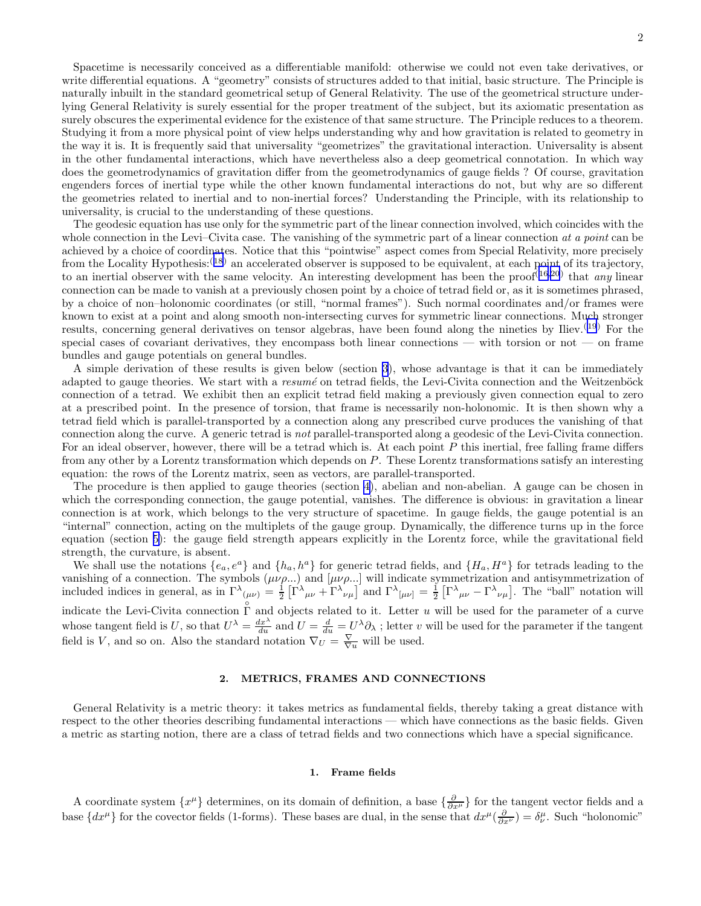Spacetime is necessarily conceived as a differentiable manifold: otherwise we could not even take derivatives, or write differential equations. A "geometry" consists of structures added to that initial, basic structure. The Principle is naturally inbuilt in the standard geometrical setup of General Relativity. The use of the geometrical structure underlying General Relativity is surely essential for the proper treatment of the subject, but its axiomatic presentation as surely obscures the experimental evidence for the existence of that same structure. The Principle reduces to a theorem. Studying it from a more physical point of view helps understanding why and how gravitation is related to geometry in the way it is. It is frequently said that universality "geometrizes" the gravitational interaction. Universality is absent in the other fundamental interactions, which have nevertheless also a deep geometrical connotation. In which way does the geometrodynamics of gravitation differ from the geometrodynamics of gauge fields ? Of course, gravitation engenders forces of inertial type while the other known fundamental interactions do not, but why are so different the geometries related to inertial and to non-inertial forces? Understanding the Principle, with its relationship to universality, is crucial to the understanding of these questions.

The geodesic equation has use only for the symmetric part of the linear connection involved, which coincides with the whole connection in the Levi–Civita case. The vanishing of the symmetric part of a linear connection *at a point* can be achieved by a choice of coordinates. Notice that this "pointwise" aspect comes from Special Relativity, more precisely from the Locality Hypothesis:[18] an accelerated observer is supposed to be equivalent, at each point of its trajectory, to an inertial observer with the same velocity. An interesting development has been the proof[16,20] that *any* linear connection can be made to vanish at a previously chosen point by a choice of tetrad field or, as it is sometimes phrased, by a choice of non–holonomic coordinates (or still, "normal frames"). Such normal coordinates and/or frames were known to exist at a point and along smooth non-intersecting curves for symmetric linear connections. Much stronger results, concerning general derivatives on tensor algebras, have been found along the nineties by Iliev.[19] For the special cases of covariant derivatives, they encompass both linear connections — with torsion or not — on frame bundles and gauge potentials on general bundles.

A simple derivation of these results is given below (section 3), whose advantage is that it can be immediately adapted to gauge theories. We start with a *resumé* on tetrad fields, the Levi-Civita connection and the Weitzenböck connection of a tetrad. We exhibit then an explicit tetrad field making a previously given connection equal to zero at a prescribed point. In the presence of torsion, that frame is necessarily non-holonomic. It is then shown why a tetrad field which is parallel-transported by a connection along any prescribed curve produces the vanishing of that connection along the curve. A generic tetrad is *not* parallel-transported along a geodesic of the Levi-Civita connection. For an ideal observer, however, there will be a tetrad which is. At each point $P$ this inertial, free falling frame differs from any other by a Lorentz transformation which depends on $P$. These Lorentz transformations satisfy an interesting equation: the rows of the Lorentz matrix, seen as vectors, are parallel-transported.

The procedure is then applied to gauge theories (section 4), abelian and non-abelian. A gauge can be chosen in which the corresponding connection, the gauge potential, vanishes. The difference is obvious: in gravitation a linear connection is at work, which belongs to the very structure of spacetime. In gauge fields, the gauge potential is an "internal" connection, acting on the multiplets of the gauge group. Dynamically, the difference turns up in the force equation (section 5): the gauge field strength appears explicitly in the Lorentz force, while the gravitational field strength, the curvature, is absent.

We shall use the notations $\{e_a, e^a\}$ and $\{h_a, h^a\}$ for generic tetrad fields, and $\{H_a, H^a\}$ for tetrads leading to the vanishing of a connection. The symbols $(\mu\nu\rho...)$ and $[\mu\nu\rho...]$ will indicate symmetrization and antisymmetrization of included indices in general, as in $\Gamma^{\lambda}{}_{(\mu\nu)} = \frac{1}{2}\left[\Gamma^{\lambda}{}_{\mu\nu} + \Gamma^{\lambda}{}_{\nu\mu}\right]$ and $\Gamma^{\lambda}{}_{[\mu\nu]} = \frac{1}{2}\left[\Gamma^{\lambda}{}_{\mu\nu} - \Gamma^{\lambda}{}_{\nu\mu}\right]$. The "ball" notation will indicate the Levi-Civita connection $\overset{\circ}{\Gamma}$ and objects related to it. Letter $u$ will be used for the parameter of a curve whose tangent field is $U$, so that $U^{\lambda} = \frac{dx^{\lambda}}{du}$ and $U = \frac{d}{du} = U^{\lambda}\partial_{\lambda}$ ; letter $v$ will be used for the parameter if the tangent field is $V$, and so on. Also the standard notation $\nabla_U = \frac{\nabla}{\nabla u}$ will be used.

## 2. METRICS, FRAMES AND CONNECTIONS

General Relativity is a metric theory: it takes metrics as fundamental fields, thereby taking a great distance with respect to the other theories describing fundamental interactions — which have connections as the basic fields. Given a metric as starting notion, there are a class of tetrad fields and two connections which have a special significance.

### 1. Frame fields

A coordinate system $\{x^{\mu}\}$ determines, on its domain of definition, a base $\{\frac{\partial}{\partial x^{\mu}}\}$ for the tangent vector fields and a base $\{dx^{\mu}\}$ for the covector fields (1-forms). These bases are dual, in the sense that $dx^{\mu}(\frac{\partial}{\partial x^{\nu}}) = \delta^{\mu}_{\nu}$. Such "holonomic"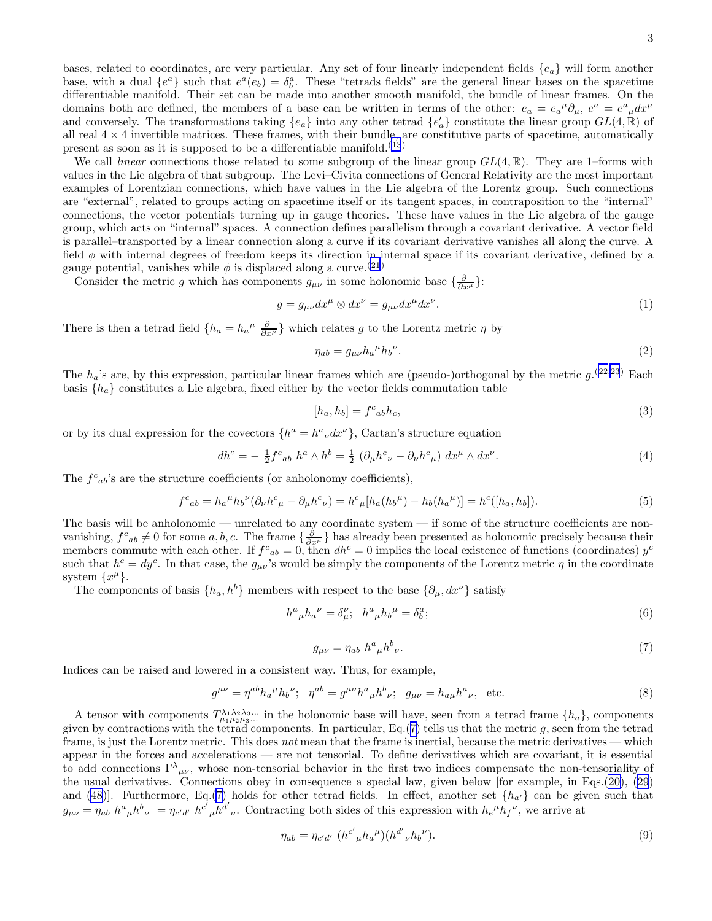bases, related to coordinates, are very particular. Any set of four linearly independent fields $\{e_a\}$ will form another base, with a dual $\{e^a\}$ such that $e^a(e_b) = \delta^a_b$. These "tetrads fields" are the general linear bases on the spacetime differentiable manifold. Their set can be made into another smooth manifold, the bundle of linear frames. On the domains both are defined, the members of a base can be written in terms of the other: $e_a = e_a{}^\mu \partial_\mu$, $e^a = e^a{}_\mu dx^\mu$ and conversely. The transformations taking $\{e_a\}$ into any other tetrad $\{e'_a\}$ constitute the linear group $GL(4, \mathbb{R})$ of all real $4 \times 4$ invertible matrices. These frames, with their bundle, are constitutive parts of spacetime, automatically present as soon as it is supposed to be a differentiable manifold.[13]

We call *linear* connections those related to some subgroup of the linear group $GL(4, \mathbb{R})$. They are 1–forms with values in the Lie algebra of that subgroup. The Levi–Civita connections of General Relativity are the most important examples of Lorentzian connections, which have values in the Lie algebra of the Lorentz group. Such connections are "external", related to groups acting on spacetime itself or its tangent spaces, in contraposition to the "internal" connections, the vector potentials turning up in gauge theories. These have values in the Lie algebra of the gauge group, which acts on "internal" spaces. A connection defines parallelism through a covariant derivative. A vector field is parallel–transported by a linear connection along a curve if its covariant derivative vanishes all along the curve. A field $\phi$ with internal degrees of freedom keeps its direction in internal space if its covariant derivative, defined by a gauge potential, vanishes while $\phi$ is displaced along a curve.[21]

Consider the metric $g$ which has components $g_{\mu\nu}$ in some holonomic base $\{\frac{\partial}{\partial x^\mu}\}$:

$$g = g_{\mu\nu} dx^\mu \otimes dx^\nu = g_{\mu\nu} dx^\mu dx^\nu. \tag{1}$$

There is then a tetrad field $\{h_a = h_a{}^\mu \frac{\partial}{\partial x^\mu}\}$ which relates $g$ to the Lorentz metric $\eta$ by

$$\eta_{ab} = g_{\mu\nu} h_a{}^\mu h_b{}^\nu. \tag{2}$$

The $h_a$'s are, by this expression, particular linear frames which are (pseudo-)orthogonal by the metric $g$.[22,23] Each basis $\{h_a\}$ constitutes a Lie algebra, fixed either by the vector fields commutation table

$$[h_a, h_b] = f^c{}_{ab} h_c, \tag{3}$$

or by its dual expression for the covectors $\{h^a = h^a{}_\nu dx^\nu\}$, Cartan's structure equation

$$dh^c = -\tfrac{1}{2} f^c{}_{ab}\; h^a \wedge h^b = \tfrac{1}{2}\; (\partial_\mu h^c{}_\nu - \partial_\nu h^c{}_\mu)\; dx^\mu \wedge dx^\nu. \tag{4}$$

The $f^c{}_{ab}$'s are the structure coefficients (or anholonomy coefficients),

$$f^c{}_{ab} = h_a{}^\mu h_b{}^\nu (\partial_\nu h^c{}_\mu - \partial_\mu h^c{}_\nu) = h^c{}_\mu [h_a(h_b{}^\mu) - h_b(h_a{}^\mu)] = h^c([h_a, h_b]). \tag{5}$$

The basis will be anholonomic — unrelated to any coordinate system — if some of the structure coefficients are non-vanishing, $f^c{}_{ab} \neq 0$ for some $a, b, c$. The frame $\{\frac{\partial}{\partial x^\mu}\}$ has already been presented as holonomic precisely because their members commute with each other. If $f^c{}_{ab} = 0$, then $dh^c = 0$ implies the local existence of functions (coordinates) $y^c$ such that $h^c = dy^c$. In that case, the $g_{\mu\nu}$'s would be simply the components of the Lorentz metric $\eta$ in the coordinate system $\{x^\mu\}$.

The components of basis $\{h_a, h^b\}$ members with respect to the base $\{\partial_\mu, dx^\nu\}$ satisfy

$$h^a{}_\mu h_a{}^\nu = \delta^\nu_\mu; \;\; h^a{}_\mu h_b{}^\mu = \delta^a_b; \tag{6}$$

$$g_{\mu\nu} = \eta_{ab}\; h^a{}_\mu h^b{}_\nu. \tag{7}$$

Indices can be raised and lowered in a consistent way. Thus, for example,

$$g^{\mu\nu} = \eta^{ab} h_a{}^\mu h_b{}^\nu; \;\; \eta^{ab} = g^{\mu\nu} h^a{}_\mu h^b{}_\nu; \;\; g_{\mu\nu} = h_{a\mu} h^a{}_\nu, \;\; \text{etc.} \tag{8}$$

A tensor with components $T^{\lambda_1\lambda_2\lambda_3\ldots}_{\mu_1\mu_2\mu_3\ldots}$ in the holonomic base will have, seen from a tetrad frame $\{h_a\}$, components given by contractions with the tetrad components. In particular, Eq.(7) tells us that the metric $g$, seen from the tetrad frame, is just the Lorentz metric. This does *not* mean that the frame is inertial, because the metric derivatives — which appear in the forces and accelerations — are not tensorial. To define derivatives which are covariant, it is essential to add connections $\Gamma^\lambda{}_{\mu\nu}$, whose non-tensorial behavior in the first two indices compensate the non-tensoriality of the usual derivatives. Connections obey in consequence a special law, given below [for example, in Eqs.(20), (29) and (48)]. Furthermore, Eq.(7) holds for other tetrad fields. In effect, another set $\{h_{a'}\}$ can be given such that $g_{\mu\nu} = \eta_{ab}\; h^a{}_\mu h^b{}_\nu \; = \eta_{c'd'}\; h^{c'}{}_\mu h^{d'}{}_\nu$. Contracting both sides of this expression with $h_e{}^\mu h_f{}^\nu$, we arrive at

$$\eta_{ab} = \eta_{c'd'}\; (h^{c'}{}_\mu h_a{}^\mu)(h^{d'}{}_\nu h_b{}^\nu). \tag{9}$$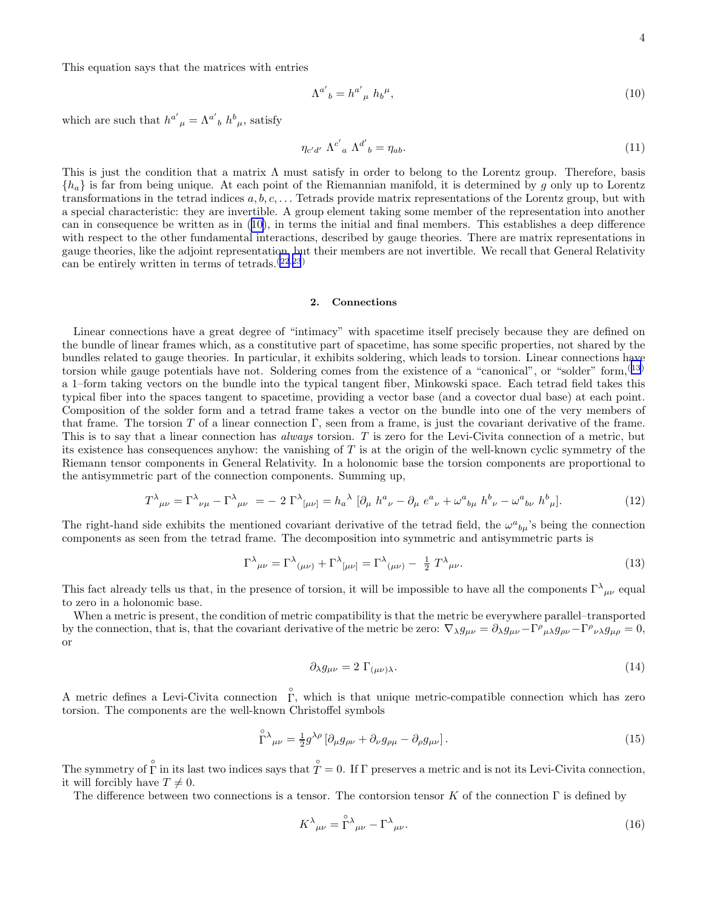This equation says that the matrices with entries

$$\Lambda^{a'}{}_{b} = h^{a'}{}_{\mu}\ h_{b}{}^{\mu}, \tag{10}$$

which are such that $h^{a'}{}_{\mu} = \Lambda^{a'}{}_{b}\ h^{b}{}_{\mu}$, satisfy

$$\eta_{c'd'}\ \Lambda^{c'}{}_{a}\ \Lambda^{d'}{}_{b} = \eta_{ab}. \tag{11}$$

This is just the condition that a matrix $\Lambda$ must satisfy in order to belong to the Lorentz group. Therefore, basis $\{h_a\}$ is far from being unique. At each point of the Riemannian manifold, it is determined by $g$ only up to Lorentz transformations in the tetrad indices $a, b, c, \dots$ Tetrads provide matrix representations of the Lorentz group, but with a special characteristic: they are invertible. A group element taking some member of the representation into another can in consequence be written as in (10), in terms the initial and final members. This establishes a deep difference with respect to the other fundamental interactions, described by gauge theories. There are matrix representations in gauge theories, like the adjoint representation, but their members are not invertible. We recall that General Relativity can be entirely written in terms of tetrads.[22,23]

## 2. Connections

Linear connections have a great degree of "intimacy" with spacetime itself precisely because they are defined on the bundle of linear frames which, as a constitutive part of spacetime, has some specific properties, not shared by the bundles related to gauge theories. In particular, it exhibits soldering, which leads to torsion. Linear connections have torsion while gauge potentials have not. Soldering comes from the existence of a "canonical", or "solder" form,[13] a 1–form taking vectors on the bundle into the typical tangent fiber, Minkowski space. Each tetrad field takes this typical fiber into the spaces tangent to spacetime, providing a vector base (and a covector dual base) at each point. Composition of the solder form and a tetrad frame takes a vector on the bundle into one of the very members of that frame. The torsion $T$ of a linear connection $\Gamma$, seen from a frame, is just the covariant derivative of the frame. This is to say that a linear connection has *always* torsion. $T$ is zero for the Levi-Civita connection of a metric, but its existence has consequences anyhow: the vanishing of $T$ is at the origin of the well-known cyclic symmetry of the Riemann tensor components in General Relativity. In a holonomic base the torsion components are proportional to the antisymmetric part of the connection components. Summing up,

$$T^{\lambda}{}_{\mu\nu} = \Gamma^{\lambda}{}_{\nu\mu} - \Gamma^{\lambda}{}_{\mu\nu}\ = -\ 2\ \Gamma^{\lambda}{}_{[\mu\nu]} = h_{a}{}^{\lambda}\ [\partial_{\mu}\ h^{a}{}_{\nu} - \partial_{\mu}\ e^{a}{}_{\nu} + \omega^{a}{}_{b\mu}\ h^{b}{}_{\nu} - \omega^{a}{}_{b\nu}\ h^{b}{}_{\mu}]. \tag{12}$$

The right-hand side exhibits the mentioned covariant derivative of the tetrad field, the $\omega^{a}{}_{b\mu}$'s being the connection components as seen from the tetrad frame. The decomposition into symmetric and antisymmetric parts is

$$\Gamma^{\lambda}{}_{\mu\nu} = \Gamma^{\lambda}{}_{(\mu\nu)} + \Gamma^{\lambda}{}_{[\mu\nu]} = \Gamma^{\lambda}{}_{(\mu\nu)} -\ \tfrac{1}{2}\ T^{\lambda}{}_{\mu\nu}. \tag{13}$$

This fact already tells us that, in the presence of torsion, it will be impossible to have all the components $\Gamma^{\lambda}{}_{\mu\nu}$ equal to zero in a holonomic base.

When a metric is present, the condition of metric compatibility is that the metric be everywhere parallel–transported by the connection, that is, that the covariant derivative of the metric be zero: $\nabla_{\lambda} g_{\mu\nu} = \partial_{\lambda} g_{\mu\nu} - \Gamma^{\rho}{}_{\mu\lambda} g_{\rho\nu} - \Gamma^{\rho}{}_{\nu\lambda} g_{\mu\rho} = 0$, or

$$\partial_{\lambda} g_{\mu\nu} = 2\ \Gamma_{(\mu\nu)\lambda}. \tag{14}$$

A metric defines a Levi-Civita connection $\overset{\circ}{\Gamma}$, which is that unique metric-compatible connection which has zero torsion. The components are the well-known Christoffel symbols

$$\overset{\circ}{\Gamma}{}^{\lambda}{}_{\mu\nu} = \tfrac{1}{2} g^{\lambda\rho} \left[ \partial_{\mu} g_{\rho\nu} + \partial_{\nu} g_{\rho\mu} - \partial_{\rho} g_{\mu\nu} \right]. \tag{15}$$

The symmetry of $\overset{\circ}{\Gamma}$ in its last two indices says that $\overset{\circ}{T} = 0$. If $\Gamma$ preserves a metric and is not its Levi-Civita connection, it will forcibly have $T \neq 0$.

The difference between two connections is a tensor. The contorsion tensor $K$ of the connection $\Gamma$ is defined by

$$K^{\lambda}{}_{\mu\nu} = \overset{\circ}{\Gamma}{}^{\lambda}{}_{\mu\nu} - \Gamma^{\lambda}{}_{\mu\nu}. \tag{16}$$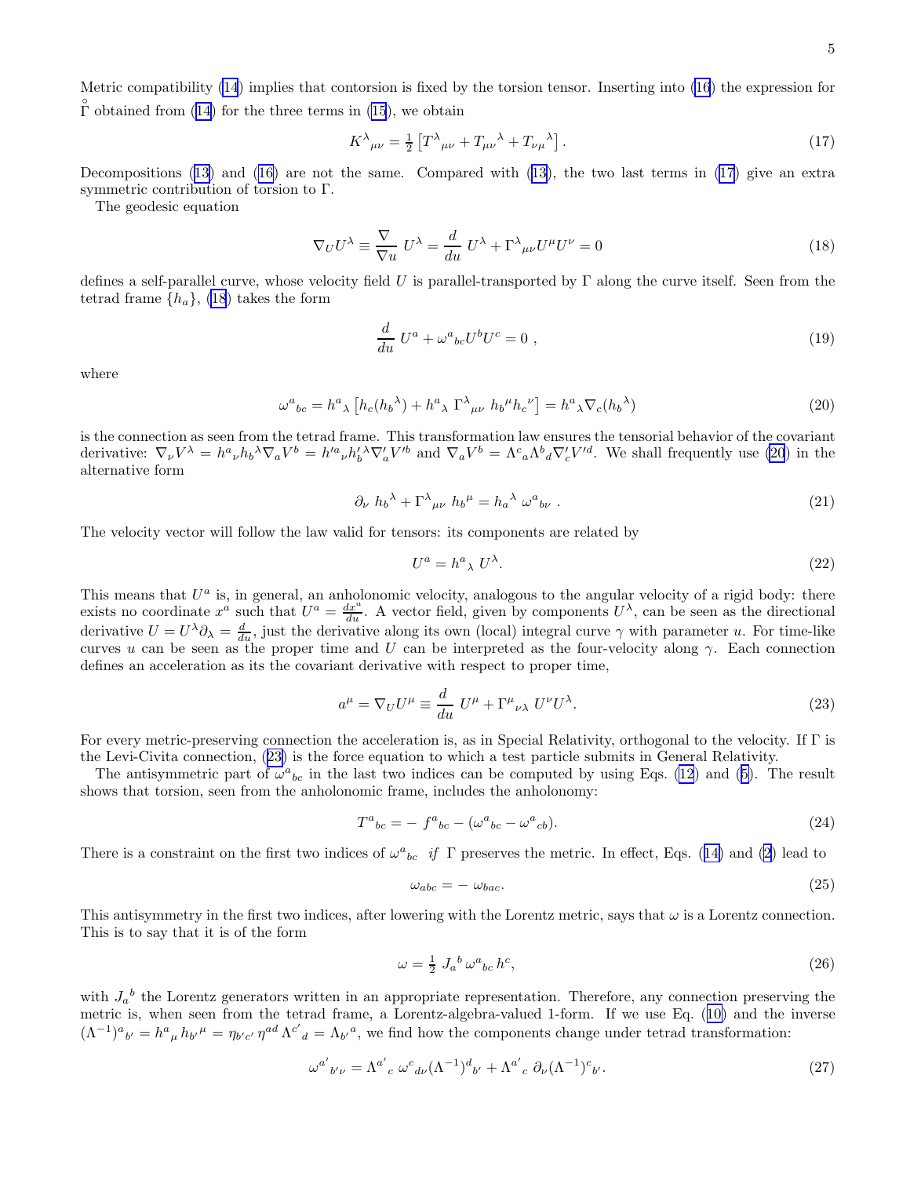Metric compatibility (14) implies that contorsion is fixed by the torsion tensor. Inserting into (16) the expression for $\overset{\circ}{\Gamma}$ obtained from (14) for the three terms in (15), we obtain

$$
K^{\lambda}{}_{\mu\nu} = \tfrac{1}{2}\left[T^{\lambda}{}_{\mu\nu} + T_{\mu\nu}{}^{\lambda} + T_{\nu\mu}{}^{\lambda}\right]. \tag{17}
$$

Decompositions (13) and (16) are not the same. Compared with (13), the two last terms in (17) give an extra symmetric contribution of torsion to $\Gamma$.

The geodesic equation

$$
\nabla_U U^{\lambda} \equiv \frac{\nabla}{\nabla u}\, U^{\lambda} = \frac{d}{du}\, U^{\lambda} + \Gamma^{\lambda}{}_{\mu\nu} U^{\mu} U^{\nu} = 0 \tag{18}
$$

defines a self-parallel curve, whose velocity field $U$ is parallel-transported by $\Gamma$ along the curve itself. Seen from the tetrad frame $\{h_a\}$, (18) takes the form

$$
\frac{d}{du}\, U^{a} + \omega^{a}{}_{bc} U^{b} U^{c} = 0\ , \tag{19}
$$

where

$$
\omega^{a}{}_{bc} = h^{a}{}_{\lambda}\left[h_c(h_b{}^{\lambda}) + h^{a}{}_{\lambda}\, \Gamma^{\lambda}{}_{\mu\nu}\ h_b{}^{\mu} h_c{}^{\nu}\right] = h^{a}{}_{\lambda} \nabla_c (h_b{}^{\lambda}) \tag{20}
$$

is the connection as seen from the tetrad frame. This transformation law ensures the tensorial behavior of the covariant derivative: $\nabla_\nu V^{\lambda} = h^{a}{}_{\nu} h_b{}^{\lambda} \nabla_a V^{b} = h'^{a}{}_{\nu} h'_b{}^{\lambda} \nabla'_a V'^{b}$ and $\nabla_a V^{b} = \Lambda^{c}{}_{a} \Lambda^{b}{}_{d} \nabla'_c V'^{d}$. We shall frequently use (20) in the alternative form

$$
\partial_\nu\ h_b{}^{\lambda} + \Gamma^{\lambda}{}_{\mu\nu}\ h_b{}^{\mu} = h_a{}^{\lambda}\ \omega^{a}{}_{b\nu}\ . \tag{21}
$$

The velocity vector will follow the law valid for tensors: its components are related by

$$
U^{a} = h^{a}{}_{\lambda}\ U^{\lambda}. \tag{22}
$$

This means that $U^a$ is, in general, an anholonomic velocity, analogous to the angular velocity of a rigid body: there exists no coordinate $x^a$ such that $U^a = \frac{dx^a}{du}$. A vector field, given by components $U^{\lambda}$, can be seen as the directional derivative $U = U^{\lambda}\partial_\lambda = \frac{d}{du}$, just the derivative along its own (local) integral curve $\gamma$ with parameter $u$. For time-like curves $u$ can be seen as the proper time and $U$ can be interpreted as the four-velocity along $\gamma$. Each connection defines an acceleration as its the covariant derivative with respect to proper time,

$$
a^{\mu} = \nabla_U U^{\mu} \equiv \frac{d}{du}\ U^{\mu} + \Gamma^{\mu}{}_{\nu\lambda}\ U^{\nu} U^{\lambda}. \tag{23}
$$

For every metric-preserving connection the acceleration is, as in Special Relativity, orthogonal to the velocity. If $\Gamma$ is the Levi-Civita connection, (23) is the force equation to which a test particle submits in General Relativity.

The antisymmetric part of $\omega^{a}{}_{bc}$ in the last two indices can be computed by using Eqs. (12) and (5). The result shows that torsion, seen from the anholonomic frame, includes the anholonomy:

$$
T^{a}{}_{bc} = -\ f^{a}{}_{bc} - (\omega^{a}{}_{bc} - \omega^{a}{}_{cb}). \tag{24}
$$

There is a constraint on the first two indices of $\omega^{a}{}_{bc}$ *if* $\Gamma$ preserves the metric. In effect, Eqs. (14) and (2) lead to

$$
\omega_{abc} = -\ \omega_{bac}. \tag{25}
$$

This antisymmetry in the first two indices, after lowering with the Lorentz metric, says that $\omega$ is a Lorentz connection. This is to say that it is of the form

$$
\omega = \tfrac{1}{2}\ J_a{}^{b}\, \omega^{a}{}_{bc}\, h^{c}, \tag{26}
$$

with $J_a{}^{b}$ the Lorentz generators written in an appropriate representation. Therefore, any connection preserving the metric is, when seen from the tetrad frame, a Lorentz-algebra-valued 1-form. If we use Eq. (10) and the inverse $(\Lambda^{-1})^{a}{}_{b'} = h^{a}{}_{\mu}\, h_{b'}{}^{\mu} = \eta_{b'c'}\, \eta^{ad}\, \Lambda^{c'}{}_{d} = \Lambda_{b'}{}^{a}$, we find how the components change under tetrad transformation:

$$
\omega^{a'}{}_{b'\nu} = \Lambda^{a'}{}_{c}\ \omega^{c}{}_{d\nu} (\Lambda^{-1})^{d}{}_{b'} + \Lambda^{a'}{}_{c}\ \partial_\nu (\Lambda^{-1})^{c}{}_{b'}. \tag{27}
$$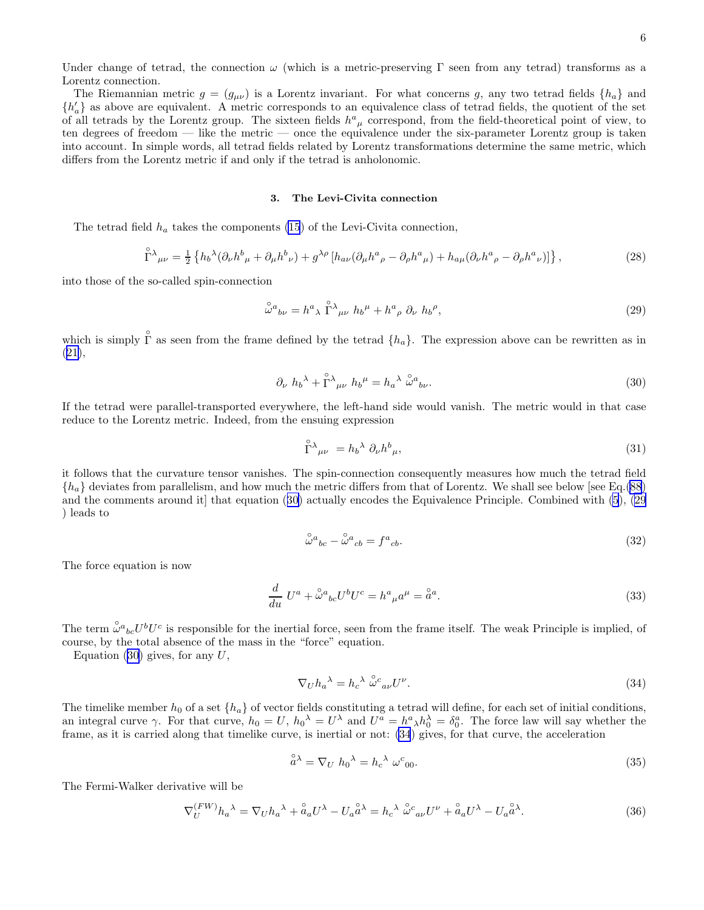Under change of tetrad, the connection $\omega$ (which is a metric-preserving $\Gamma$ seen from any tetrad) transforms as a Lorentz connection.

The Riemannian metric $g = (g_{\mu\nu})$ is a Lorentz invariant. For what concerns $g$, any two tetrad fields $\{h_a\}$ and $\{h'_a\}$ as above are equivalent. A metric corresponds to an equivalence class of tetrad fields, the quotient of the set of all tetrads by the Lorentz group. The sixteen fields $h^a{}_\mu$ correspond, from the field-theoretical point of view, to ten degrees of freedom — like the metric — once the equivalence under the six-parameter Lorentz group is taken into account. In simple words, all tetrad fields related by Lorentz transformations determine the same metric, which differs from the Lorentz metric if and only if the tetrad is anholonomic.

### 3. The Levi-Civita connection

The tetrad field $h_a$ takes the components (15) of the Levi-Civita connection,

$$\overset{\circ}{\Gamma}{}^\lambda{}_{\mu\nu} = \tfrac{1}{2}\left\{ h_b{}^\lambda(\partial_\nu h^b{}_\mu + \partial_\mu h^b{}_\nu) + g^{\lambda\rho}\left[h_{a\nu}(\partial_\mu h^a{}_\rho - \partial_\rho h^a{}_\mu) + h_{a\mu}(\partial_\nu h^a{}_\rho - \partial_\rho h^a{}_\nu)\right]\right\}, \tag{28}$$

into those of the so-called spin-connection

$$\overset{\circ}{\omega}{}^a{}_{b\nu} = h^a{}_\lambda \, \overset{\circ}{\Gamma}{}^\lambda{}_{\mu\nu} \, h_b{}^\mu + h^a{}_\rho \, \partial_\nu \, h_b{}^\rho, \tag{29}$$

which is simply $\overset{\circ}{\Gamma}$ as seen from the frame defined by the tetrad $\{h_a\}$. The expression above can be rewritten as in (21),

$$\partial_\nu \, h_b{}^\lambda + \overset{\circ}{\Gamma}{}^\lambda{}_{\mu\nu} \, h_b{}^\mu = h_a{}^\lambda \, \overset{\circ}{\omega}{}^a{}_{b\nu}. \tag{30}$$

If the tetrad were parallel-transported everywhere, the left-hand side would vanish. The metric would in that case reduce to the Lorentz metric. Indeed, from the ensuing expression

$$\overset{\circ}{\Gamma}{}^\lambda{}_{\mu\nu} = h_b{}^\lambda \, \partial_\nu h^b{}_\mu, \tag{31}$$

it follows that the curvature tensor vanishes. The spin-connection consequently measures how much the tetrad field $\{h_a\}$ deviates from parallelism, and how much the metric differs from that of Lorentz. We shall see below [see Eq.(88) and the comments around it] that equation (30) actually encodes the Equivalence Principle. Combined with (5), (29) leads to

$$\overset{\circ}{\omega}{}^a{}_{bc} - \overset{\circ}{\omega}{}^a{}_{cb} = f^a{}_{cb}. \tag{32}$$

The force equation is now

$$\frac{d}{du} \, U^a + \overset{\circ}{\omega}{}^a{}_{bc} U^b U^c = h^a{}_\mu a^\mu = \overset{\circ}{a}{}^a. \tag{33}$$

The term $\overset{\circ}{\omega}{}^a{}_{bc} U^b U^c$ is responsible for the inertial force, seen from the frame itself. The weak Principle is implied, of course, by the total absence of the mass in the "force" equation.

Equation (30) gives, for any $U$,

$$\nabla_U h_a{}^\lambda = h_c{}^\lambda \, \overset{\circ}{\omega}{}^c{}_{a\nu} U^\nu. \tag{34}$$

The timelike member $h_0$ of a set $\{h_a\}$ of vector fields constituting a tetrad will define, for each set of initial conditions, an integral curve $\gamma$. For that curve, $h_0 = U$, $h_0{}^\lambda = U^\lambda$ and $U^a = h^a{}_\lambda h_0^\lambda = \delta_0^a$. The force law will say whether the frame, as it is carried along that timelike curve, is inertial or not: (34) gives, for that curve, the acceleration

$$\overset{\circ}{a}{}^\lambda = \nabla_U \, h_0{}^\lambda = h_c{}^\lambda \, \omega^c{}_{00}. \tag{35}$$

The Fermi-Walker derivative will be

$$\nabla_U^{(FW)} h_a{}^\lambda = \nabla_U h_a{}^\lambda + \overset{\circ}{a}_a U^\lambda - U_a \overset{\circ}{a}{}^\lambda = h_c{}^\lambda \, \overset{\circ}{\omega}{}^c{}_{a\nu} U^\nu + \overset{\circ}{a}_a U^\lambda - U_a \overset{\circ}{a}{}^\lambda. \tag{36}$$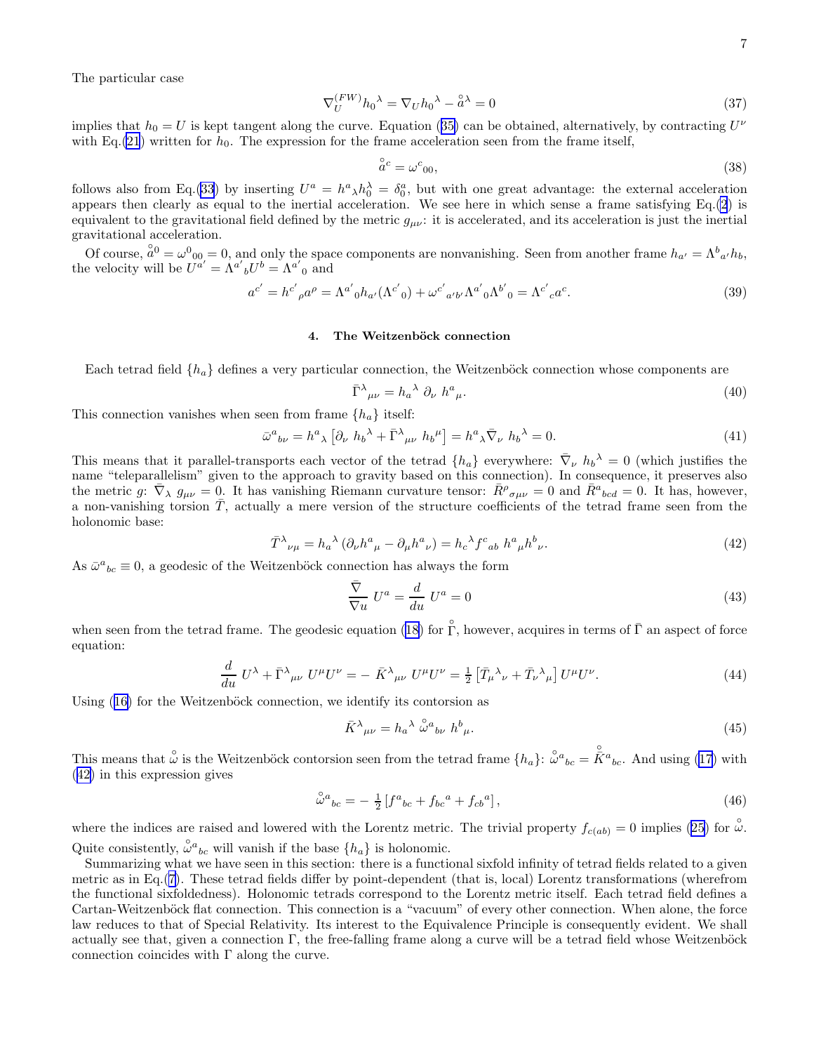The particular case

$$\nabla_U^{(FW)} h_0{}^\lambda = \nabla_U h_0{}^\lambda - \overset{\circ}{a}{}^\lambda = 0 \tag{37}$$

implies that $h_0 = U$ is kept tangent along the curve. Equation (35) can be obtained, alternatively, by contracting $U^\nu$ with Eq.(21) written for $h_0$. The expression for the frame acceleration seen from the frame itself,

$$\overset{\circ}{a}{}^c = \omega^c{}_{00}, \tag{38}$$

follows also from Eq.(33) by inserting $U^a = h^a{}_\lambda h_0^\lambda = \delta_0^a$, but with one great advantage: the external acceleration appears then clearly as equal to the inertial acceleration. We see here in which sense a frame satisfying Eq.(2) is equivalent to the gravitational field defined by the metric $g_{\mu\nu}$: it is accelerated, and its acceleration is just the inertial gravitational acceleration.

Of course, $\overset{\circ}{a}{}^0 = \omega^0{}_{00} = 0$, and only the space components are nonvanishing. Seen from another frame $h_{a'} = \Lambda^b{}_{a'} h_b$, the velocity will be $U^{a'} = \Lambda^{a'}{}_b U^b = \Lambda^{a'}{}_0$ and

$$a^{c'} = h^{c'}{}_\rho a^\rho = \Lambda^{a'}{}_0 h_{a'}(\Lambda^{c'}{}_0) + \omega^{c'}{}_{a'b'} \Lambda^{a'}{}_0 \Lambda^{b'}{}_0 = \Lambda^{c'}{}_c a^c. \tag{39}$$

## 4. The Weitzenböck connection

Each tetrad field $\{h_a\}$ defines a very particular connection, the Weitzenböck connection whose components are

$$\bar{\Gamma}^\lambda{}_{\mu\nu} = h_a{}^\lambda \; \partial_\nu \; h^a{}_\mu. \tag{40}$$

This connection vanishes when seen from frame $\{h_a\}$ itself:

$$\bar{\omega}^a{}_{b\nu} = h^a{}_\lambda \left[\partial_\nu \; h_b{}^\lambda + \bar{\Gamma}^\lambda{}_{\mu\nu} \; h_b{}^\mu\right] = h^a{}_\lambda \bar{\nabla}_\nu \; h_b{}^\lambda = 0. \tag{41}$$

This means that it parallel-transports each vector of the tetrad $\{h_a\}$ everywhere: $\bar{\nabla}_\nu \; h_b{}^\lambda = 0$ (which justifies the name "teleparallelism" given to the approach to gravity based on this connection). In consequence, it preserves also the metric $g$: $\bar{\nabla}_\lambda \; g_{\mu\nu} = 0$. It has vanishing Riemann curvature tensor: $\bar{R}^\rho{}_{\sigma\mu\nu} = 0$ and $\bar{R}^a{}_{bcd} = 0$. It has, however, a non-vanishing torsion $\bar{T}$, actually a mere version of the structure coefficients of the tetrad frame seen from the holonomic base:

$$\bar{T}^\lambda{}_{\nu\mu} = h_a{}^\lambda \left(\partial_\nu h^a{}_\mu - \partial_\mu h^a{}_\nu\right) = h_c{}^\lambda f^c{}_{ab} \; h^a{}_\mu h^b{}_\nu. \tag{42}$$

As $\bar{\omega}^a{}_{bc} \equiv 0$, a geodesic of the Weitzenböck connection has always the form

$$\frac{\bar{\nabla}}{\bar{\nabla} u} \; U^a = \frac{d}{du} \; U^a = 0 \tag{43}$$

when seen from the tetrad frame. The geodesic equation (18) for $\overset{\circ}{\Gamma}$, however, acquires in terms of $\bar{\Gamma}$ an aspect of force equation:

$$\frac{d}{du} \; U^\lambda + \bar{\Gamma}^\lambda{}_{\mu\nu} \; U^\mu U^\nu = - \; \bar{K}^\lambda{}_{\mu\nu} \; U^\mu U^\nu = \tfrac{1}{2} \left[\bar{T}_\mu{}^\lambda{}_\nu + \bar{T}_\nu{}^\lambda{}_\mu\right] U^\mu U^\nu. \tag{44}$$

Using (16) for the Weitzenböck connection, we identify its contorsion as

$$\bar{K}^\lambda{}_{\mu\nu} = h_a{}^\lambda \; \overset{\circ}{\omega}{}^a{}_{b\nu} \; h^b{}_\mu. \tag{45}$$

This means that $\overset{\circ}{\omega}$ is the Weitzenböck contorsion seen from the tetrad frame $\{h_a\}$: $\overset{\circ}{\omega}{}^a{}_{bc} = \overset{\circ}{\bar{K}}{}^a{}_{bc}$. And using (17) with (42) in this expression gives

$$\overset{\circ}{\omega}{}^a{}_{bc} = - \; \tfrac{1}{2} \left[f^a{}_{bc} + f_{bc}{}^a + f_{cb}{}^a\right], \tag{46}$$

where the indices are raised and lowered with the Lorentz metric. The trivial property $f_{c(ab)} = 0$ implies (25) for $\overset{\circ}{\omega}$. Quite consistently, $\overset{\circ}{\omega}{}^a{}_{bc}$ will vanish if the base $\{h_a\}$ is holonomic.

Summarizing what we have seen in this section: there is a functional sixfold infinity of tetrad fields related to a given metric as in Eq.(7). These tetrad fields differ by point-dependent (that is, local) Lorentz transformations (wherefrom the functional sixfoldedness). Holonomic tetrads correspond to the Lorentz metric itself. Each tetrad field defines a Cartan-Weitzenböck flat connection. This connection is a "vacuum" of every other connection. When alone, the force law reduces to that of Special Relativity. Its interest to the Equivalence Principle is consequently evident. We shall actually see that, given a connection $\Gamma$, the free-falling frame along a curve will be a tetrad field whose Weitzenböck connection coincides with $\Gamma$ along the curve.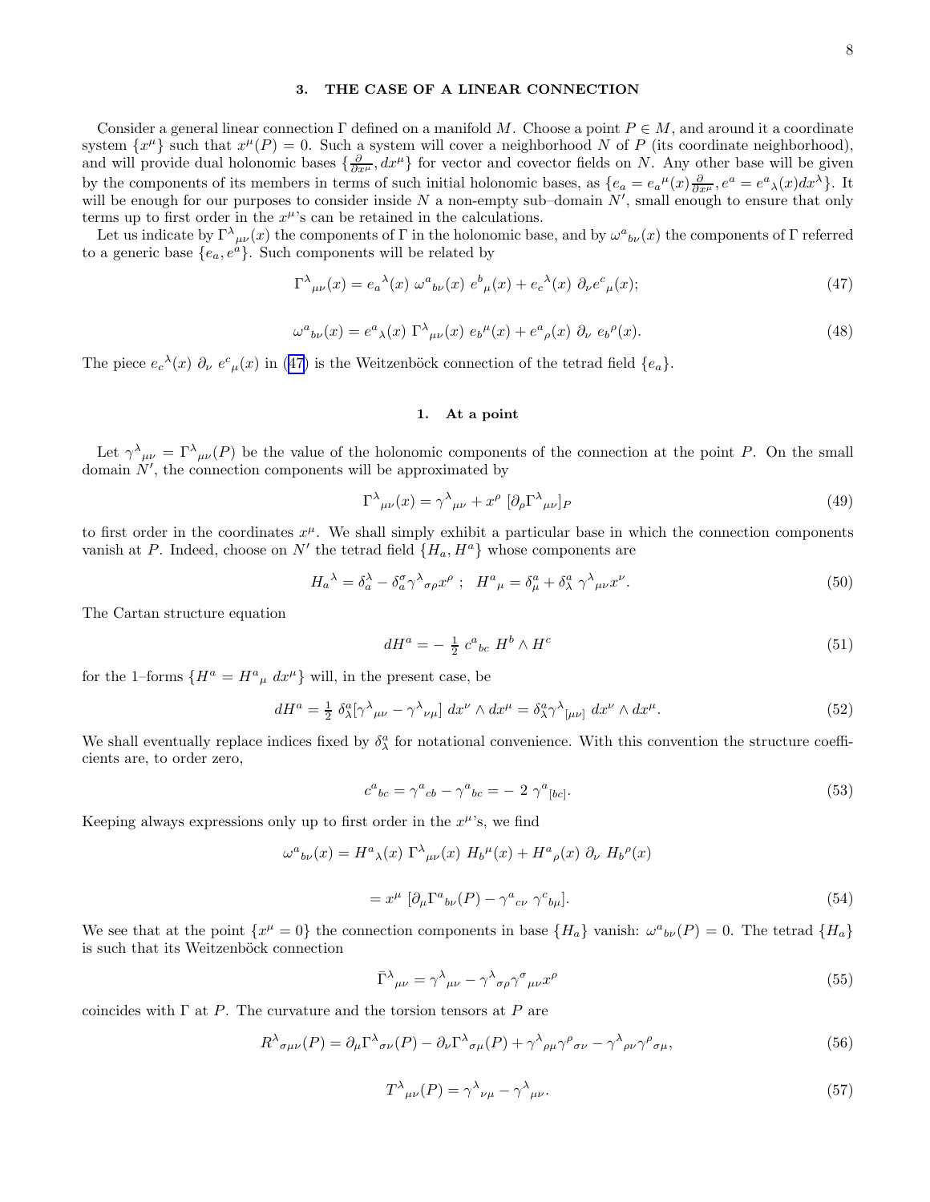## 3. THE CASE OF A LINEAR CONNECTION

Consider a general linear connection $\Gamma$ defined on a manifold $M$. Choose a point $P \in M$, and around it a coordinate system $\{x^\mu\}$ such that $x^\mu(P) = 0$. Such a system will cover a neighborhood $N$ of $P$ (its coordinate neighborhood), and will provide dual holonomic bases $\{\frac{\partial}{\partial x^\mu}, dx^\mu\}$ for vector and covector fields on $N$. Any other base will be given by the components of its members in terms of such initial holonomic bases, as $\{e_a = e_a{}^\mu(x)\frac{\partial}{\partial x^\mu}, e^a = e^a{}_\lambda(x) dx^\lambda\}$. It will be enough for our purposes to consider inside $N$ a non-empty sub–domain $N'$, small enough to ensure that only terms up to first order in the $x^\mu$'s can be retained in the calculations.

Let us indicate by $\Gamma^\lambda{}_{\mu\nu}(x)$ the components of $\Gamma$ in the holonomic base, and by $\omega^a{}_{b\nu}(x)$ the components of $\Gamma$ referred to a generic base $\{e_a, e^a\}$. Such components will be related by

$$\Gamma^\lambda{}_{\mu\nu}(x) = e_a{}^\lambda(x)\ \omega^a{}_{b\nu}(x)\ e^b{}_\mu(x) + e_c{}^\lambda(x)\ \partial_\nu e^c{}_\mu(x); \tag{47}$$

$$\omega^a{}_{b\nu}(x) = e^a{}_\lambda(x)\ \Gamma^\lambda{}_{\mu\nu}(x)\ e_b{}^\mu(x) + e^a{}_\rho(x)\ \partial_\nu\ e_b{}^\rho(x). \tag{48}$$

The piece $e_c{}^\lambda(x)\ \partial_\nu\ e^c{}_\mu(x)$ in (47) is the Weitzenböck connection of the tetrad field $\{e_a\}$.

### 1. At a point

Let $\gamma^\lambda{}_{\mu\nu} = \Gamma^\lambda{}_{\mu\nu}(P)$ be the value of the holonomic components of the connection at the point $P$. On the small domain $N'$, the connection components will be approximated by

$$\Gamma^\lambda{}_{\mu\nu}(x) = \gamma^\lambda{}_{\mu\nu} + x^\rho\ [\partial_\rho \Gamma^\lambda{}_{\mu\nu}]_P \tag{49}$$

to first order in the coordinates $x^\mu$. We shall simply exhibit a particular base in which the connection components vanish at $P$. Indeed, choose on $N'$ the tetrad field $\{H_a, H^a\}$ whose components are

$$H_a{}^\lambda = \delta^\lambda_a - \delta^\sigma_a \gamma^\lambda{}_{\sigma\rho} x^\rho\ ;\ \ H^a{}_\mu = \delta^a_\mu + \delta^a_\lambda\ \gamma^\lambda{}_{\mu\nu} x^\nu. \tag{50}$$

The Cartan structure equation

$$dH^a = -\ \tfrac{1}{2}\ c^a{}_{bc}\ H^b \wedge H^c \tag{51}$$

for the 1–forms $\{H^a = H^a{}_\mu\ dx^\mu\}$ will, in the present case, be

$$dH^a = \tfrac{1}{2}\ \delta^a_\lambda [\gamma^\lambda{}_{\mu\nu} - \gamma^\lambda{}_{\nu\mu}]\ dx^\nu \wedge dx^\mu = \delta^a_\lambda \gamma^\lambda{}_{[\mu\nu]}\ dx^\nu \wedge dx^\mu. \tag{52}$$

We shall eventually replace indices fixed by $\delta^a_\lambda$ for notational convenience. With this convention the structure coefficients are, to order zero,

$$c^a{}_{bc} = \gamma^a{}_{cb} - \gamma^a{}_{bc} = -\ 2\ \gamma^a{}_{[bc]}. \tag{53}$$

Keeping always expressions only up to first order in the $x^\mu$'s, we find

$$\omega^a{}_{b\nu}(x) = H^a{}_\lambda(x)\ \Gamma^\lambda{}_{\mu\nu}(x)\ H_b{}^\mu(x) + H^a{}_\rho(x)\ \partial_\nu\ H_b{}^\rho(x)$$

$$= x^\mu\ [\partial_\mu \Gamma^a{}_{b\nu}(P) - \gamma^a{}_{c\nu}\ \gamma^c{}_{b\mu}]. \tag{54}$$

We see that at the point $\{x^\mu = 0\}$ the connection components in base $\{H_a\}$ vanish: $\omega^a{}_{b\nu}(P) = 0$. The tetrad $\{H_a\}$ is such that its Weitzenböck connection

$$\bar{\Gamma}^\lambda{}_{\mu\nu} = \gamma^\lambda{}_{\mu\nu} - \gamma^\lambda{}_{\sigma\rho}\gamma^\sigma{}_{\mu\nu} x^\rho \tag{55}$$

coincides with $\Gamma$ at $P$. The curvature and the torsion tensors at $P$ are

$$R^\lambda{}_{\sigma\mu\nu}(P) = \partial_\mu \Gamma^\lambda{}_{\sigma\nu}(P) - \partial_\nu \Gamma^\lambda{}_{\sigma\mu}(P) + \gamma^\lambda{}_{\rho\mu}\gamma^\rho{}_{\sigma\nu} - \gamma^\lambda{}_{\rho\nu}\gamma^\rho{}_{\sigma\mu}, \tag{56}$$

$$T^\lambda{}_{\mu\nu}(P) = \gamma^\lambda{}_{\nu\mu} - \gamma^\lambda{}_{\mu\nu}. \tag{57}$$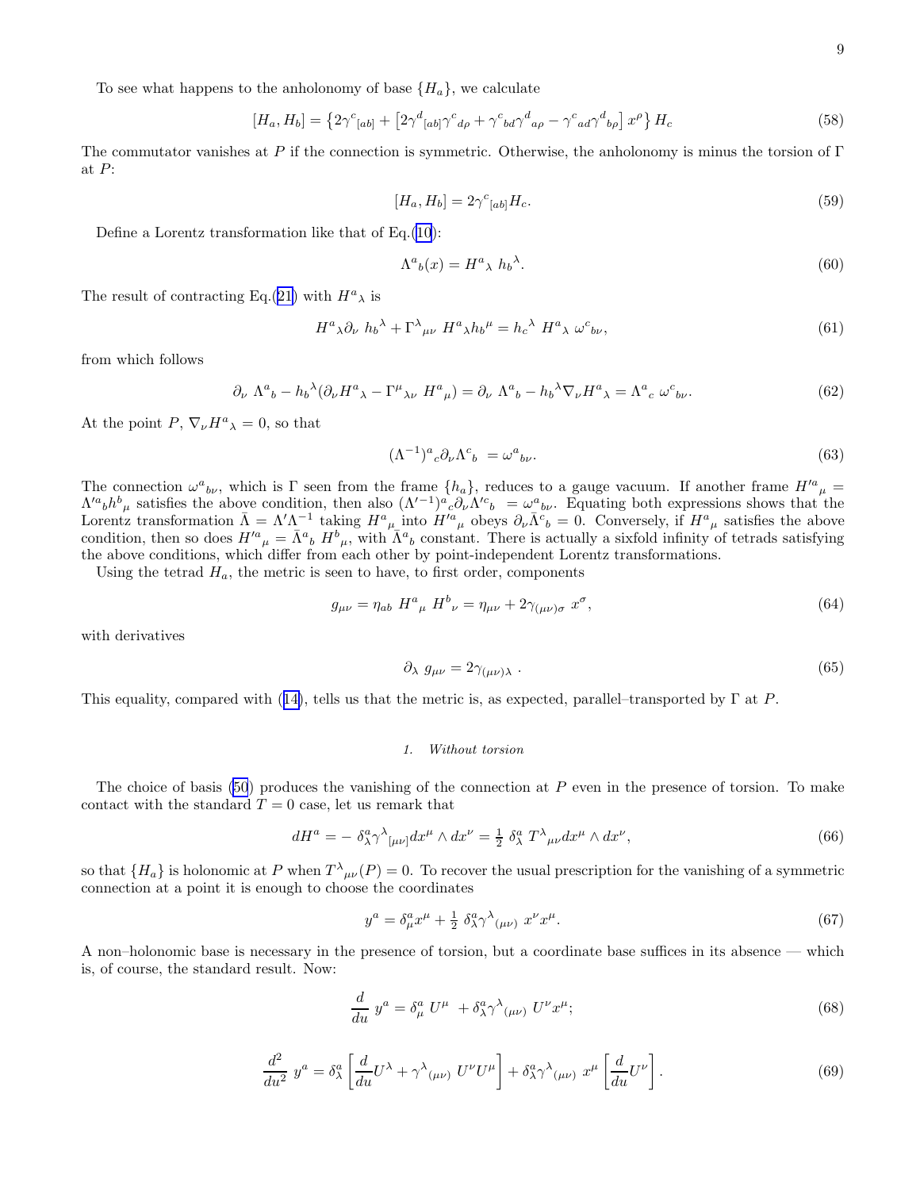To see what happens to the anholonomy of base $\{H_a\}$, we calculate

$$[H_a, H_b] = \left\{2\gamma^c{}_{[ab]} + \left[2\gamma^d{}_{[ab]}\gamma^c{}_{d\rho} + \gamma^c{}_{bd}\gamma^d{}_{a\rho} - \gamma^c{}_{ad}\gamma^d{}_{b\rho}\right] x^\rho\right\} H_c \tag{58}$$

The commutator vanishes at $P$ if the connection is symmetric. Otherwise, the anholonomy is minus the torsion of $\Gamma$ at $P$:

$$[H_a, H_b] = 2\gamma^c{}_{[ab]} H_c. \tag{59}$$

Define a Lorentz transformation like that of Eq.(10):

$$\Lambda^a{}_b(x) = H^a{}_\lambda \; h_b{}^\lambda. \tag{60}$$

The result of contracting Eq.(21) with $H^a{}_\lambda$ is

$$H^a{}_\lambda \partial_\nu \; h_b{}^\lambda + \Gamma^\lambda{}_{\mu\nu} \; H^a{}_\lambda h_b{}^\mu = h_c{}^\lambda \; H^a{}_\lambda \; \omega^c{}_{b\nu}, \tag{61}$$

from which follows

$$\partial_\nu \; \Lambda^a{}_b - h_b{}^\lambda(\partial_\nu H^a{}_\lambda - \Gamma^\mu{}_{\lambda\nu} \; H^a{}_\mu) = \partial_\nu \; \Lambda^a{}_b - h_b{}^\lambda \nabla_\nu H^a{}_\lambda = \Lambda^a{}_c \; \omega^c{}_{b\nu}. \tag{62}$$

At the point $P$, $\nabla_\nu H^a{}_\lambda = 0$, so that

$$(\Lambda^{-1})^a{}_c \partial_\nu \Lambda^c{}_b \; = \omega^a{}_{b\nu}. \tag{63}$$

The connection $\omega^a{}_{b\nu}$, which is $\Gamma$ seen from the frame $\{h_a\}$, reduces to a gauge vacuum. If another frame $H'^a{}_\mu = \Lambda'^a{}_b h^b{}_\mu$ satisfies the above condition, then also $(\Lambda'^{-1})^a{}_c \partial_\nu \Lambda'^c{}_b \; = \omega^a{}_{b\nu}$. Equating both expressions shows that the Lorentz transformation $\bar{\Lambda} = \Lambda'\Lambda^{-1}$ taking $H^a{}_\mu$ into $H'^a{}_\mu$ obeys $\partial_\nu \bar{\Lambda}^c{}_b = 0$. Conversely, if $H^a{}_\mu$ satisfies the above condition, then so does $H'^a{}_\mu = \bar{\Lambda}^a{}_b \; H^b{}_\mu$, with $\bar{\Lambda}^a{}_b$ constant. There is actually a sixfold infinity of tetrads satisfying the above conditions, which differ from each other by point-independent Lorentz transformations.

Using the tetrad $H_a$, the metric is seen to have, to first order, components

$$g_{\mu\nu} = \eta_{ab} \; H^a{}_\mu \; H^b{}_\nu = \eta_{\mu\nu} + 2\gamma_{(\mu\nu)\sigma} \; x^\sigma, \tag{64}$$

with derivatives

$$\partial_\lambda \; g_{\mu\nu} = 2\gamma_{(\mu\nu)\lambda} \; . \tag{65}$$

This equality, compared with (14), tells us that the metric is, as expected, parallel–transported by $\Gamma$ at $P$.

### 1. *Without torsion*

The choice of basis (50) produces the vanishing of the connection at $P$ even in the presence of torsion. To make contact with the standard $T = 0$ case, let us remark that

$$dH^a = - \; \delta^a_\lambda \gamma^\lambda{}_{[\mu\nu]} dx^\mu \wedge dx^\nu = \tfrac{1}{2} \; \delta^a_\lambda \; T^\lambda{}_{\mu\nu} dx^\mu \wedge dx^\nu, \tag{66}$$

so that $\{H_a\}$ is holonomic at $P$ when $T^\lambda{}_{\mu\nu}(P) = 0$. To recover the usual prescription for the vanishing of a symmetric connection at a point it is enough to choose the coordinates

$$y^a = \delta^a_\mu x^\mu + \tfrac{1}{2} \; \delta^a_\lambda \gamma^\lambda{}_{(\mu\nu)} \; x^\nu x^\mu. \tag{67}$$

A non–holonomic base is necessary in the presence of torsion, but a coordinate base suffices in its absence — which is, of course, the standard result. Now:

$$\frac{d}{du} \; y^a = \delta^a_\mu \; U^\mu \; + \delta^a_\lambda \gamma^\lambda{}_{(\mu\nu)} \; U^\nu x^\mu; \tag{68}$$

$$\frac{d^2}{du^2} \; y^a = \delta^a_\lambda \left[\frac{d}{du} U^\lambda + \gamma^\lambda{}_{(\mu\nu)} \; U^\nu U^\mu\right] + \delta^a_\lambda \gamma^\lambda{}_{(\mu\nu)} \; x^\mu \left[\frac{d}{du} U^\nu\right]. \tag{69}$$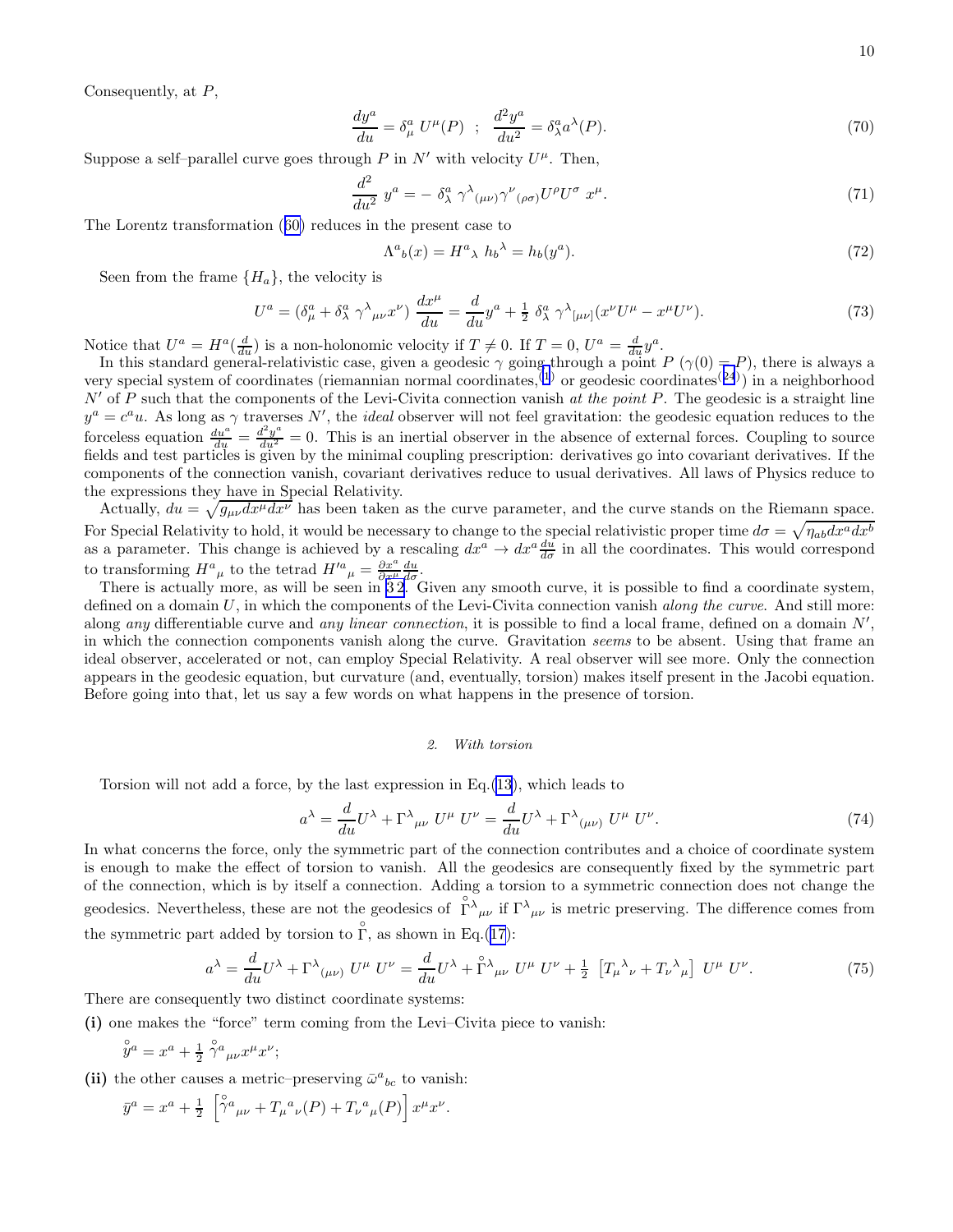Consequently, at $P$,

$$\frac{dy^a}{du} = \delta^a_\mu \; U^\mu(P) \quad ; \quad \frac{d^2y^a}{du^2} = \delta^a_\lambda a^\lambda(P). \tag{70}$$

Suppose a self–parallel curve goes through $P$ in $N'$ with velocity $U^\mu$. Then,

$$\frac{d^2}{du^2} \; y^a = - \; \delta^a_\lambda \; \gamma^\lambda{}_{(\mu\nu)} \gamma^\nu{}_{(\rho\sigma)} U^\rho U^\sigma \; x^\mu. \tag{71}$$

The Lorentz transformation (60) reduces in the present case to

$$\Lambda^a{}_b(x) = H^a{}_\lambda \; h_b{}^\lambda = h_b(y^a). \tag{72}$$

Seen from the frame $\{H_a\}$, the velocity is

$$U^a = (\delta^a_\mu + \delta^a_\lambda \; \gamma^\lambda{}_{\mu\nu} x^\nu) \; \frac{dx^\mu}{du} = \frac{d}{du} y^a + \tfrac{1}{2} \; \delta^a_\lambda \; \gamma^\lambda{}_{[\mu\nu]}(x^\nu U^\mu - x^\mu U^\nu). \tag{73}$$

Notice that $U^a = H^a(\frac{d}{du})$ is a non-holonomic velocity if $T \neq 0$. If $T = 0$, $U^a = \frac{d}{du} y^a$.

In this standard general-relativistic case, given a geodesic $\gamma$ going through a point $P$ ($\gamma(0) = P$), there is always a very special system of coordinates (riemannian normal coordinates,[1] or geodesic coordinates[24]) in a neighborhood $N'$ of $P$ such that the components of the Levi-Civita connection vanish *at the point* $P$. The geodesic is a straight line $y^a = c^a u$. As long as $\gamma$ traverses $N'$, the *ideal* observer will not feel gravitation: the geodesic equation reduces to the forceless equation $\frac{du^a}{du} = \frac{d^2 y^a}{du^2} = 0$. This is an inertial observer in the absence of external forces. Coupling to source fields and test particles is given by the minimal coupling prescription: derivatives go into covariant derivatives. If the components of the connection vanish, covariant derivatives reduce to usual derivatives. All laws of Physics reduce to the expressions they have in Special Relativity.

Actually, $du = \sqrt{g_{\mu\nu} dx^\mu dx^\nu}$ has been taken as the curve parameter, and the curve stands on the Riemann space. For Special Relativity to hold, it would be necessary to change to the special relativistic proper time $d\sigma = \sqrt{\eta_{ab} dx^a dx^b}$ as a parameter. This change is achieved by a rescaling $dx^a \to dx^a \frac{du}{d\sigma}$ in all the coordinates. This would correspond to transforming $H^a{}_\mu$ to the tetrad $H'^a{}_\mu = \frac{\partial x^a}{\partial x^\mu} \frac{du}{d\sigma}$.

There is actually more, as will be seen in 3 2. Given any smooth curve, it is possible to find a coordinate system, defined on a domain $U$, in which the components of the Levi-Civita connection vanish *along the curve*. And still more: along *any* differentiable curve and *any linear connection*, it is possible to find a local frame, defined on a domain $N'$, in which the connection components vanish along the curve. Gravitation *seems* to be absent. Using that frame an ideal observer, accelerated or not, can employ Special Relativity. A real observer will see more. Only the connection appears in the geodesic equation, but curvature (and, eventually, torsion) makes itself present in the Jacobi equation. Before going into that, let us say a few words on what happens in the presence of torsion.

### 2. With torsion

Torsion will not add a force, by the last expression in Eq.(13), which leads to

$$a^\lambda = \frac{d}{du} U^\lambda + \Gamma^\lambda{}_{\mu\nu} \; U^\mu \; U^\nu = \frac{d}{du} U^\lambda + \Gamma^\lambda{}_{(\mu\nu)} \; U^\mu \; U^\nu. \tag{74}$$

In what concerns the force, only the symmetric part of the connection contributes and a choice of coordinate system is enough to make the effect of torsion to vanish. All the geodesics are consequently fixed by the symmetric part of the connection, which is by itself a connection. Adding a torsion to a symmetric connection does not change the geodesics. Nevertheless, these are not the geodesics of $\overset{\circ}{\Gamma}{}^\lambda{}_{\mu\nu}$ if $\Gamma^\lambda{}_{\mu\nu}$ is metric preserving. The difference comes from the symmetric part added by torsion to $\overset{\circ}{\Gamma}$, as shown in Eq.(17):

$$a^\lambda = \frac{d}{du} U^\lambda + \Gamma^\lambda{}_{(\mu\nu)} \; U^\mu \; U^\nu = \frac{d}{du} U^\lambda + \overset{\circ}{\Gamma}{}^\lambda{}_{\mu\nu} \; U^\mu \; U^\nu + \tfrac{1}{2} \; \left[ T_\mu{}^\lambda{}_\nu + T_\nu{}^\lambda{}_\mu \right] \; U^\mu \; U^\nu. \tag{75}$$

There are consequently two distinct coordinate systems:

**(i)** one makes the "force" term coming from the Levi–Civita piece to vanish:

$\overset{\circ}{y}{}^a = x^a + \tfrac{1}{2} \; \overset{\circ}{\gamma}{}^a{}_{\mu\nu} x^\mu x^\nu;$

**(ii)** the other causes a metric–preserving $\bar{\omega}^a{}_{bc}$ to vanish:

$\bar{y}^a = x^a + \tfrac{1}{2} \; \left[ \overset{\circ}{\gamma}{}^a{}_{\mu\nu} + T_\mu{}^a{}_\nu(P) + T_\nu{}^a{}_\mu(P) \right] x^\mu x^\nu.$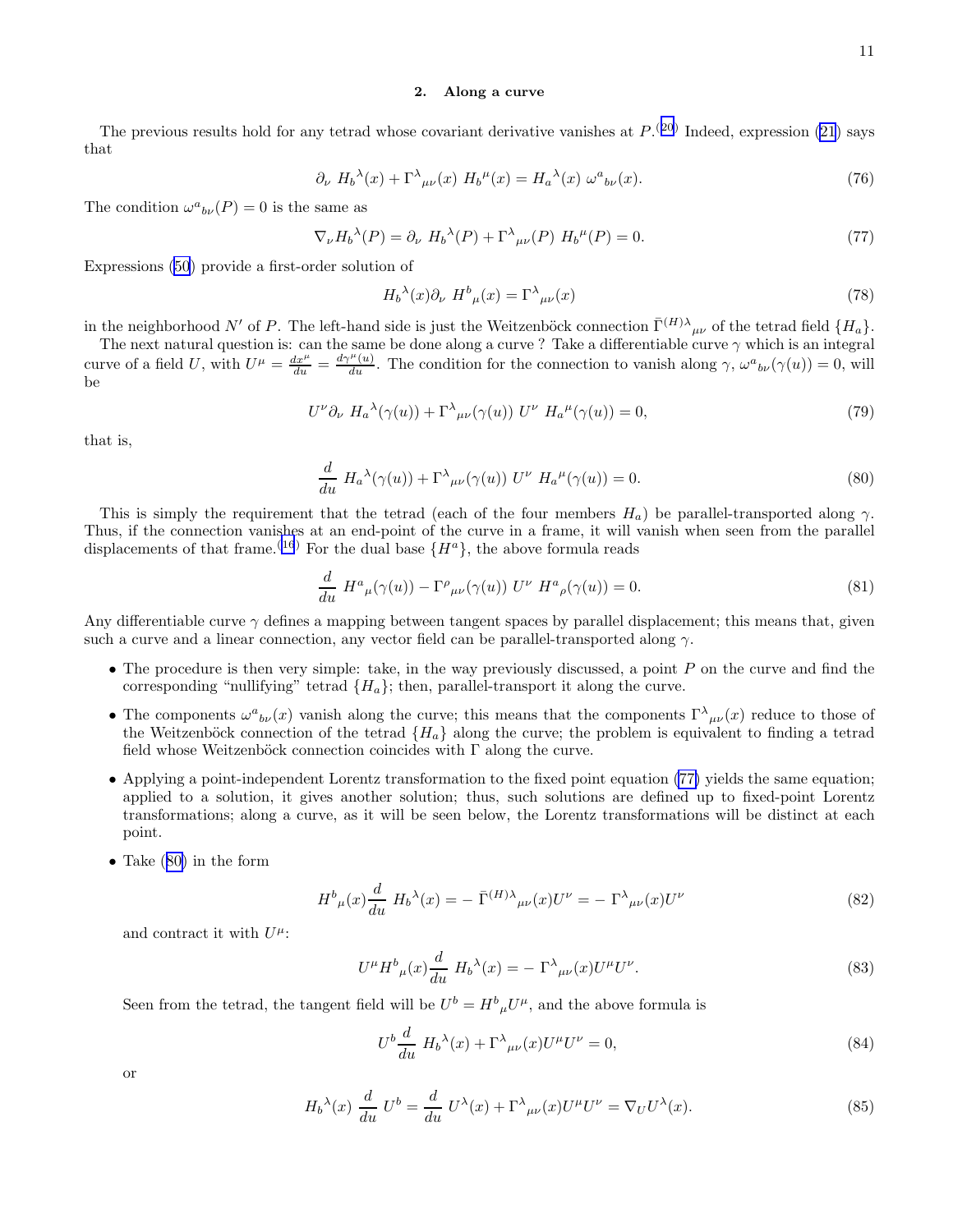### 2. Along a curve

The previous results hold for any tetrad whose covariant derivative vanishes at $P$.[20] Indeed, expression (21) says that

$$\partial_\nu \; H_b{}^\lambda(x) + \Gamma^\lambda{}_{\mu\nu}(x) \; H_b{}^\mu(x) = H_a{}^\lambda(x) \; \omega^a{}_{b\nu}(x). \tag{76}$$

The condition $\omega^a{}_{b\nu}(P) = 0$ is the same as

$$\nabla_\nu H_b{}^\lambda(P) = \partial_\nu \; H_b{}^\lambda(P) + \Gamma^\lambda{}_{\mu\nu}(P) \; H_b{}^\mu(P) = 0. \tag{77}$$

Expressions (50) provide a first-order solution of

$$H_b{}^\lambda(x)\partial_\nu \; H^b{}_\mu(x) = \Gamma^\lambda{}_{\mu\nu}(x) \tag{78}$$

in the neighborhood $N'$ of $P$. The left-hand side is just the Weitzenböck connection $\bar{\Gamma}^{(H)\lambda}{}_{\mu\nu}$ of the tetrad field $\{H_a\}$.

The next natural question is: can the same be done along a curve ? Take a differentiable curve $\gamma$ which is an integral curve of a field $U$, with $U^\mu = \frac{dx^\mu}{du} = \frac{d\gamma^\mu(u)}{du}$. The condition for the connection to vanish along $\gamma$, $\omega^a{}_{b\nu}(\gamma(u)) = 0$, will be

$$U^\nu \partial_\nu \; H_a{}^\lambda(\gamma(u)) + \Gamma^\lambda{}_{\mu\nu}(\gamma(u)) \; U^\nu \; H_a{}^\mu(\gamma(u)) = 0, \tag{79}$$

that is,

$$\frac{d}{du} \; H_a{}^\lambda(\gamma(u)) + \Gamma^\lambda{}_{\mu\nu}(\gamma(u)) \; U^\nu \; H_a{}^\mu(\gamma(u)) = 0. \tag{80}$$

This is simply the requirement that the tetrad (each of the four members $H_a$) be parallel-transported along $\gamma$. Thus, if the connection vanishes at an end-point of the curve in a frame, it will vanish when seen from the parallel displacements of that frame.[16] For the dual base $\{H^a\}$, the above formula reads

$$\frac{d}{du} \; H^a{}_\mu(\gamma(u)) - \Gamma^\rho{}_{\mu\nu}(\gamma(u)) \; U^\nu \; H^a{}_\rho(\gamma(u)) = 0. \tag{81}$$

Any differentiable curve $\gamma$ defines a mapping between tangent spaces by parallel displacement; this means that, given such a curve and a linear connection, any vector field can be parallel-transported along $\gamma$.

- The procedure is then very simple: take, in the way previously discussed, a point $P$ on the curve and find the corresponding "nullifying" tetrad $\{H_a\}$; then, parallel-transport it along the curve.
- The components $\omega^a{}_{b\nu}(x)$ vanish along the curve; this means that the components $\Gamma^\lambda{}_{\mu\nu}(x)$ reduce to those of the Weitzenböck connection of the tetrad $\{H_a\}$ along the curve; the problem is equivalent to finding a tetrad field whose Weitzenböck connection coincides with $\Gamma$ along the curve.
- Applying a point-independent Lorentz transformation to the fixed point equation (77) yields the same equation; applied to a solution, it gives another solution; thus, such solutions are defined up to fixed-point Lorentz transformations; along a curve, as it will be seen below, the Lorentz transformations will be distinct at each point.
- Take (80) in the form

$$H^b{}_\mu(x)\frac{d}{du} \; H_b{}^\lambda(x) = - \; \bar{\Gamma}^{(H)\lambda}{}_{\mu\nu}(x)U^\nu = - \; \Gamma^\lambda{}_{\mu\nu}(x)U^\nu \tag{82}$$

and contract it with $U^\mu$:

$$U^\mu H^b{}_\mu(x)\frac{d}{du} \; H_b{}^\lambda(x) = - \; \Gamma^\lambda{}_{\mu\nu}(x)U^\mu U^\nu. \tag{83}$$

Seen from the tetrad, the tangent field will be $U^b = H^b{}_\mu U^\mu$, and the above formula is

$$U^b\frac{d}{du} \; H_b{}^\lambda(x) + \Gamma^\lambda{}_{\mu\nu}(x)U^\mu U^\nu = 0, \tag{84}$$

or

$$H_b{}^\lambda(x) \; \frac{d}{du} \; U^b = \frac{d}{du} \; U^\lambda(x) + \Gamma^\lambda{}_{\mu\nu}(x)U^\mu U^\nu = \nabla_U U^\lambda(x). \tag{85}$$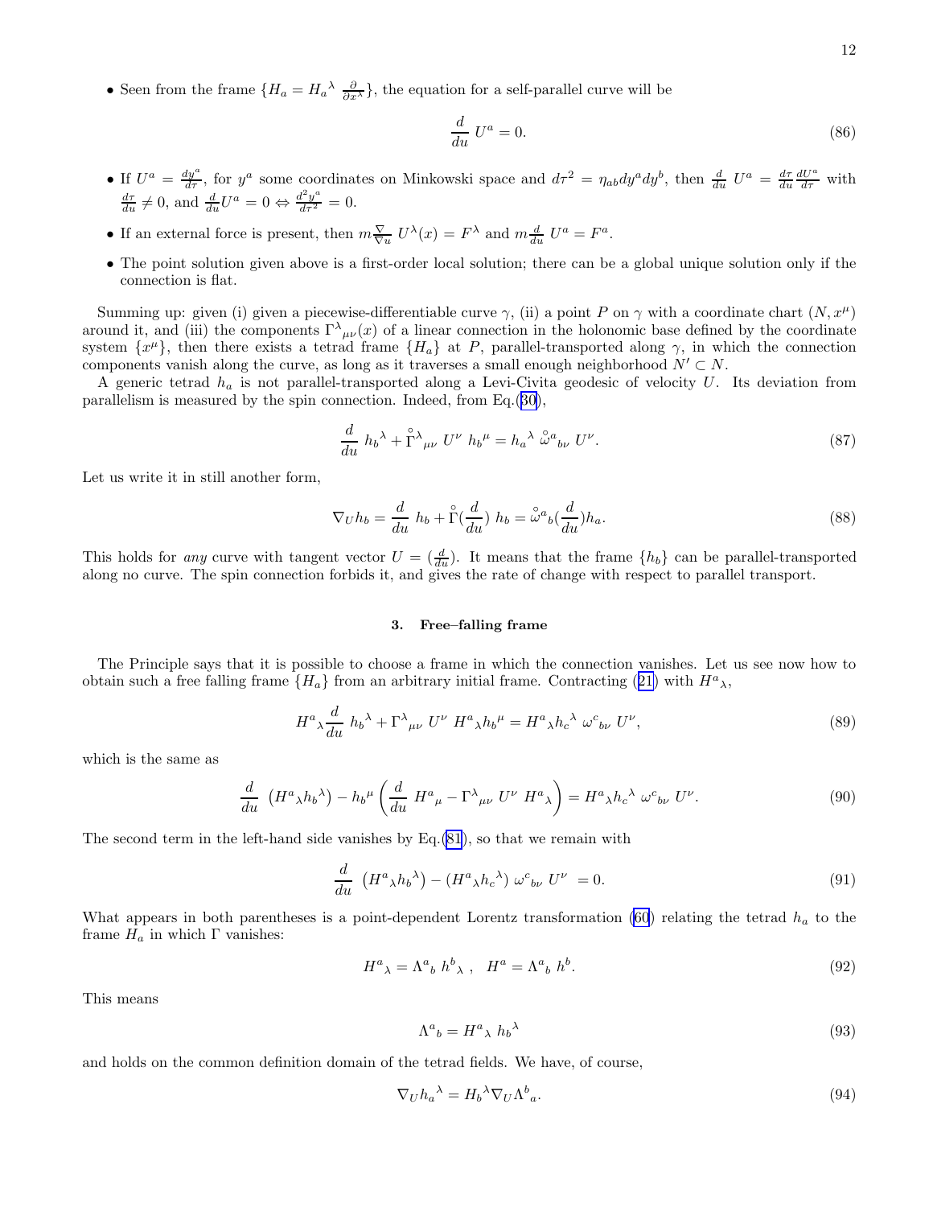- Seen from the frame $\{H_a = H_a{}^\lambda \ \frac{\partial}{\partial x^\lambda}\}$, the equation for a self-parallel curve will be

$$\frac{d}{du} \ U^a = 0. \tag{86}$$

- If $U^a = \frac{dy^a}{d\tau}$, for $y^a$ some coordinates on Minkowski space and $d\tau^2 = \eta_{ab} dy^a dy^b$, then $\frac{d}{du} \ U^a = \frac{d\tau}{du} \frac{dU^a}{d\tau}$ with $\frac{d\tau}{du} \neq 0$, and $\frac{d}{du} U^a = 0 \Leftrightarrow \frac{d^2 y^a}{d\tau^2} = 0$.
- If an external force is present, then $m \frac{\nabla}{\nabla u} \ U^\lambda(x) = F^\lambda$ and $m \frac{d}{du} \ U^a = F^a$.
- The point solution given above is a first-order local solution; there can be a global unique solution only if the connection is flat.

Summing up: given (i) given a piecewise-differentiable curve $\gamma$, (ii) a point $P$ on $\gamma$ with a coordinate chart $(N, x^\mu)$ around it, and (iii) the components $\Gamma^\lambda{}_{\mu\nu}(x)$ of a linear connection in the holonomic base defined by the coordinate system $\{x^\mu\}$, then there exists a tetrad frame $\{H_a\}$ at $P$, parallel-transported along $\gamma$, in which the connection components vanish along the curve, as long as it traverses a small enough neighborhood $N' \subset N$.

A generic tetrad $h_a$ is not parallel-transported along a Levi-Civita geodesic of velocity $U$. Its deviation from parallelism is measured by the spin connection. Indeed, from Eq.(30),

$$\frac{d}{du} \ h_b{}^\lambda + \overset{\circ}{\Gamma}{}^\lambda{}_{\mu\nu} \ U^\nu \ h_b{}^\mu = h_a{}^\lambda \ \overset{\circ}{\omega}{}^a{}_{b\nu} \ U^\nu. \tag{87}$$

Let us write it in still another form,

$$\nabla_U h_b = \frac{d}{du} \ h_b + \overset{\circ}{\Gamma}(\frac{d}{du}) \ h_b = \overset{\circ}{\omega}{}^a{}_b(\frac{d}{du}) h_a. \tag{88}$$

This holds for *any* curve with tangent vector $U = (\frac{d}{du})$. It means that the frame $\{h_b\}$ can be parallel-transported along no curve. The spin connection forbids it, and gives the rate of change with respect to parallel transport.

### 3. Free–falling frame

The Principle says that it is possible to choose a frame in which the connection vanishes. Let us see now how to obtain such a free falling frame $\{H_a\}$ from an arbitrary initial frame. Contracting (21) with $H^a{}_\lambda$,

$$H^a{}_\lambda \frac{d}{du} \ h_b{}^\lambda + \Gamma^\lambda{}_{\mu\nu} \ U^\nu \ H^a{}_\lambda h_b{}^\mu = H^a{}_\lambda h_c{}^\lambda \ \omega^c{}_{b\nu} \ U^\nu, \tag{89}$$

which is the same as

$$\frac{d}{du} \ \left(H^a{}_\lambda h_b{}^\lambda\right) - h_b{}^\mu \left(\frac{d}{du} \ H^a{}_\mu - \Gamma^\lambda{}_{\mu\nu} \ U^\nu \ H^a{}_\lambda\right) = H^a{}_\lambda h_c{}^\lambda \ \omega^c{}_{b\nu} \ U^\nu. \tag{90}$$

The second term in the left-hand side vanishes by Eq.(81), so that we remain with

$$\frac{d}{du} \ \left(H^a{}_\lambda h_b{}^\lambda\right) - \left(H^a{}_\lambda h_c{}^\lambda\right) \ \omega^c{}_{b\nu} \ U^\nu \ = 0. \tag{91}$$

What appears in both parentheses is a point-dependent Lorentz transformation (60) relating the tetrad $h_a$ to the frame $H_a$ in which $\Gamma$ vanishes:

$$H^a{}_\lambda = \Lambda^a{}_b \ h^b{}_\lambda \ , \ \ H^a = \Lambda^a{}_b \ h^b. \tag{92}$$

This means

$$\Lambda^a{}_b = H^a{}_\lambda \ h_b{}^\lambda \tag{93}$$

and holds on the common definition domain of the tetrad fields. We have, of course,

$$\nabla_U h_a{}^\lambda = H_b{}^\lambda \nabla_U \Lambda^b{}_a. \tag{94}$$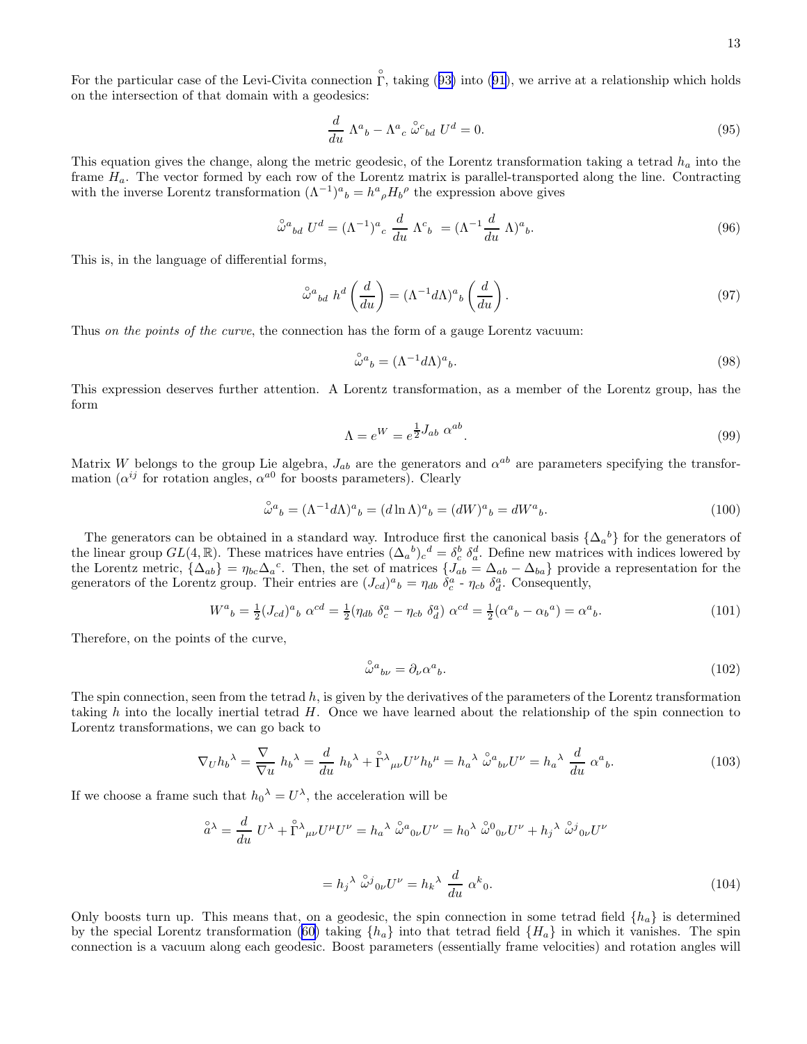For the particular case of the Levi-Civita connection $\overset{\circ}{\Gamma}$, taking (93) into (91), we arrive at a relationship which holds on the intersection of that domain with a geodesics:

$$\frac{d}{du}\, \Lambda^a{}_b - \Lambda^a{}_c\, \overset{\circ}{\omega}{}^c{}_{bd}\, U^d = 0. \tag{95}$$

This equation gives the change, along the metric geodesic, of the Lorentz transformation taking a tetrad $h_a$ into the frame $H_a$. The vector formed by each row of the Lorentz matrix is parallel-transported along the line. Contracting with the inverse Lorentz transformation $(\Lambda^{-1})^a{}_b = h^a{}_\rho H_b{}^\rho$ the expression above gives

$$\overset{\circ}{\omega}{}^a{}_{bd}\, U^d = (\Lambda^{-1})^a{}_c\, \frac{d}{du}\, \Lambda^c{}_b\; = (\Lambda^{-1} \frac{d}{du}\, \Lambda)^a{}_b. \tag{96}$$

This is, in the language of differential forms,

$$\overset{\circ}{\omega}{}^a{}_{bd}\, h^d \left(\frac{d}{du}\right) = (\Lambda^{-1} d\Lambda)^a{}_b \left(\frac{d}{du}\right). \tag{97}$$

Thus *on the points of the curve*, the connection has the form of a gauge Lorentz vacuum:

$$\overset{\circ}{\omega}{}^a{}_b = (\Lambda^{-1} d\Lambda)^a{}_b. \tag{98}$$

This expression deserves further attention. A Lorentz transformation, as a member of the Lorentz group, has the form

$$\Lambda = e^W = e^{\frac{1}{2} J_{ab}\; \alpha^{ab}}. \tag{99}$$

Matrix $W$ belongs to the group Lie algebra, $J_{ab}$ are the generators and $\alpha^{ab}$ are parameters specifying the transformation ($\alpha^{ij}$ for rotation angles, $\alpha^{a0}$ for boosts parameters). Clearly

$$\overset{\circ}{\omega}{}^a{}_b = (\Lambda^{-1} d\Lambda)^a{}_b = (d \ln \Lambda)^a{}_b = (dW)^a{}_b = dW^a{}_b. \tag{100}$$

The generators can be obtained in a standard way. Introduce first the canonical basis $\{\Delta_a{}^b\}$ for the generators of the linear group $GL(4, \mathbb{R})$. These matrices have entries $(\Delta_a{}^b)_c{}^d = \delta^b_c\, \delta^d_a$. Define new matrices with indices lowered by the Lorentz metric, $\{\Delta_{ab}\} = \eta_{bc} \Delta_a{}^c$. Then, the set of matrices $\{J_{ab} = \Delta_{ab} - \Delta_{ba}\}$ provide a representation for the generators of the Lorentz group. Their entries are $(J_{cd})^a{}_b = \eta_{db}\; \delta^a_c$ - $\eta_{cb}\; \delta^a_d$. Consequently,

$$W^a{}_b = \tfrac{1}{2} (J_{cd})^a{}_b\; \alpha^{cd} = \tfrac{1}{2} (\eta_{db}\; \delta^a_c - \eta_{cb}\; \delta^a_d)\; \alpha^{cd} = \tfrac{1}{2} (\alpha^a{}_b - \alpha_b{}^a) = \alpha^a{}_b. \tag{101}$$

Therefore, on the points of the curve,

$$\overset{\circ}{\omega}{}^a{}_{b\nu} = \partial_\nu \alpha^a{}_b. \tag{102}$$

The spin connection, seen from the tetrad $h$, is given by the derivatives of the parameters of the Lorentz transformation taking $h$ into the locally inertial tetrad $H$. Once we have learned about the relationship of the spin connection to Lorentz transformations, we can go back to

$$\nabla_U h_b{}^\lambda = \frac{\nabla}{\nabla u}\; h_b{}^\lambda = \frac{d}{du}\; h_b{}^\lambda + \overset{\circ}{\Gamma}{}^\lambda{}_{\mu\nu} U^\nu h_b{}^\mu = h_a{}^\lambda\; \overset{\circ}{\omega}{}^a{}_{b\nu} U^\nu = h_a{}^\lambda\; \frac{d}{du}\; \alpha^a{}_b. \tag{103}$$

If we choose a frame such that $h_0{}^\lambda = U^\lambda$, the acceleration will be

$$\overset{\circ}{a}{}^\lambda = \frac{d}{du}\; U^\lambda + \overset{\circ}{\Gamma}{}^\lambda{}_{\mu\nu} U^\mu U^\nu = h_a{}^\lambda\; \overset{\circ}{\omega}{}^a{}_{0\nu} U^\nu = h_0{}^\lambda\; \overset{\circ}{\omega}{}^0{}_{0\nu} U^\nu + h_j{}^\lambda\; \overset{\circ}{\omega}{}^j{}_{0\nu} U^\nu$$

$$= h_j{}^\lambda\; \overset{\circ}{\omega}{}^j{}_{0\nu} U^\nu = h_k{}^\lambda\; \frac{d}{du}\; \alpha^k{}_0. \tag{104}$$

Only boosts turn up. This means that, on a geodesic, the spin connection in some tetrad field $\{h_a\}$ is determined by the special Lorentz transformation (60) taking $\{h_a\}$ into that tetrad field $\{H_a\}$ in which it vanishes. The spin connection is a vacuum along each geodesic. Boost parameters (essentially frame velocities) and rotation angles will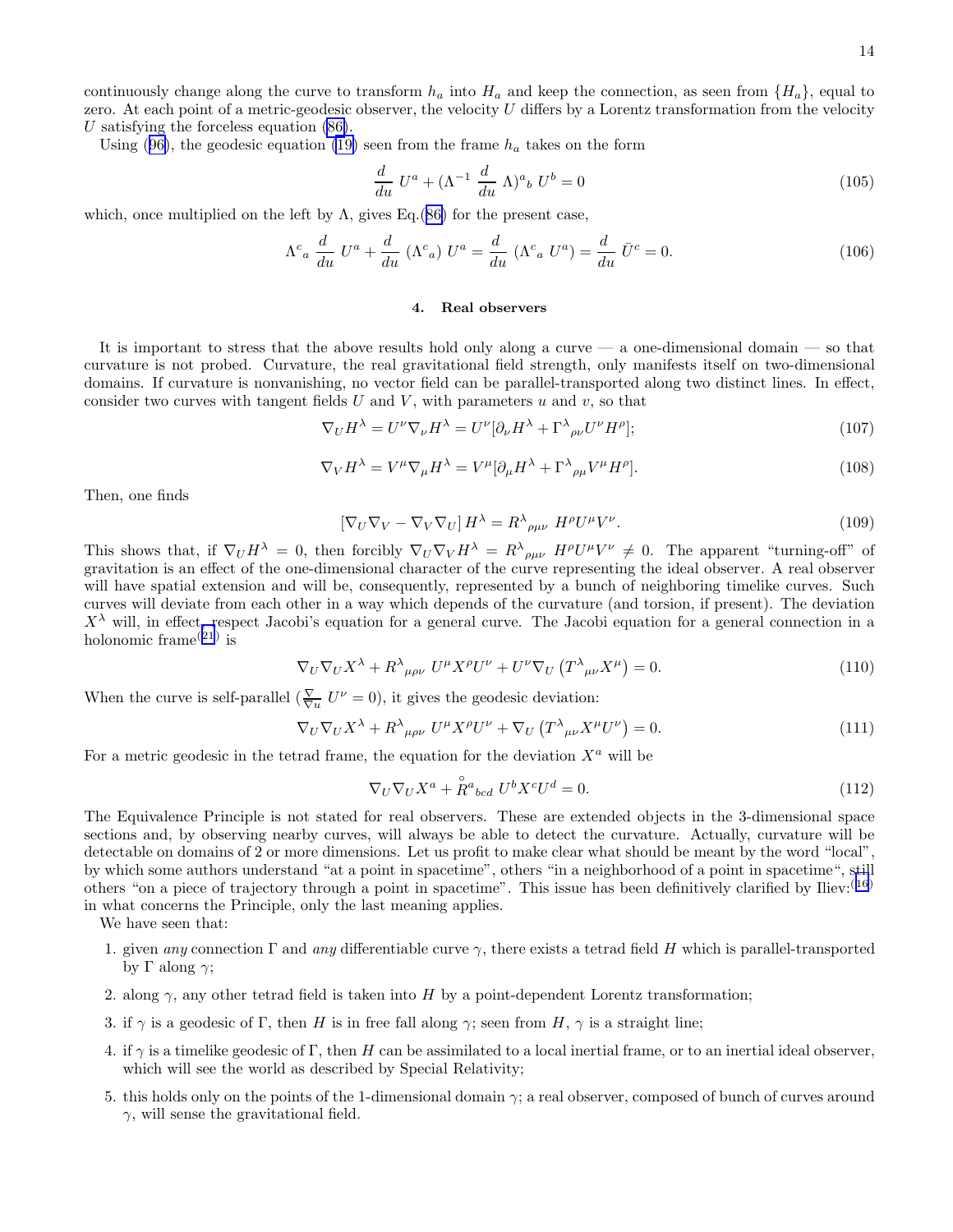continuously change along the curve to transform $h_a$ into $H_a$ and keep the connection, as seen from $\{H_a\}$, equal to zero. At each point of a metric-geodesic observer, the velocity $U$ differs by a Lorentz transformation from the velocity $U$ satisfying the forceless equation (86).

Using (96), the geodesic equation (19) seen from the frame $h_a$ takes on the form

$$\frac{d}{du}\, U^a + (\Lambda^{-1}\, \frac{d}{du}\, \Lambda)^a{}_b\, U^b = 0 \tag{105}$$

which, once multiplied on the left by $\Lambda$, gives Eq.(86) for the present case,

$$\Lambda^c{}_a\, \frac{d}{du}\, U^a + \frac{d}{du}\, (\Lambda^c{}_a)\, U^a = \frac{d}{du}\, (\Lambda^c{}_a\, U^a) = \frac{d}{du}\, \bar{U}^c = 0. \tag{106}$$

### 4. Real observers

It is important to stress that the above results hold only along a curve — a one-dimensional domain — so that curvature is not probed. Curvature, the real gravitational field strength, only manifests itself on two-dimensional domains. If curvature is nonvanishing, no vector field can be parallel-transported along two distinct lines. In effect, consider two curves with tangent fields $U$ and $V$, with parameters $u$ and $v$, so that

$$\nabla_U H^\lambda = U^\nu \nabla_\nu H^\lambda = U^\nu [\partial_\nu H^\lambda + \Gamma^\lambda{}_{\rho\nu} U^\nu H^\rho]; \tag{107}$$

$$\nabla_V H^\lambda = V^\mu \nabla_\mu H^\lambda = V^\mu [\partial_\mu H^\lambda + \Gamma^\lambda{}_{\rho\mu} V^\mu H^\rho]. \tag{108}$$

Then, one finds

$$\left[\nabla_U \nabla_V - \nabla_V \nabla_U\right] H^\lambda = R^\lambda{}_{\rho\mu\nu}\, H^\rho U^\mu V^\nu. \tag{109}$$

This shows that, if $\nabla_U H^\lambda = 0$, then forcibly $\nabla_U \nabla_V H^\lambda = R^\lambda{}_{\rho\mu\nu}\, H^\rho U^\mu V^\nu \neq 0$. The apparent "turning-off" of gravitation is an effect of the one-dimensional character of the curve representing the ideal observer. A real observer will have spatial extension and will be, consequently, represented by a bunch of neighboring timelike curves. Such curves will deviate from each other in a way which depends of the curvature (and torsion, if present). The deviation $X^\lambda$ will, in effect, respect Jacobi's equation for a general curve. The Jacobi equation for a general connection in a holonomic frame[21] is

$$\nabla_U \nabla_U X^\lambda + R^\lambda{}_{\mu\rho\nu}\, U^\mu X^\rho U^\nu + U^\nu \nabla_U \left(T^\lambda{}_{\mu\nu} X^\mu\right) = 0. \tag{110}$$

When the curve is self-parallel ($\frac{\nabla}{\nabla u}\, U^\nu = 0$), it gives the geodesic deviation:

$$\nabla_U \nabla_U X^\lambda + R^\lambda{}_{\mu\rho\nu}\, U^\mu X^\rho U^\nu + \nabla_U \left(T^\lambda{}_{\mu\nu} X^\mu U^\nu\right) = 0. \tag{111}$$

For a metric geodesic in the tetrad frame, the equation for the deviation $X^a$ will be

$$\nabla_U \nabla_U X^a + \overset{\circ}{R}{}^a{}_{bcd}\, U^b X^c U^d = 0. \tag{112}$$

The Equivalence Principle is not stated for real observers. These are extended objects in the 3-dimensional space sections and, by observing nearby curves, will always be able to detect the curvature. Actually, curvature will be detectable on domains of 2 or more dimensions. Let us profit to make clear what should be meant by the word "local", by which some authors understand "at a point in spacetime", others "in a neighborhood of a point in spacetime", still others "on a piece of trajectory through a point in spacetime". This issue has been definitively clarified by Iliev:[16] in what concerns the Principle, only the last meaning applies.

We have seen that:

1. given *any* connection $\Gamma$ and *any* differentiable curve $\gamma$, there exists a tetrad field $H$ which is parallel-transported by $\Gamma$ along $\gamma$;

2. along $\gamma$, any other tetrad field is taken into $H$ by a point-dependent Lorentz transformation;

3. if $\gamma$ is a geodesic of $\Gamma$, then $H$ is in free fall along $\gamma$; seen from $H$, $\gamma$ is a straight line;

4. if $\gamma$ is a timelike geodesic of $\Gamma$, then $H$ can be assimilated to a local inertial frame, or to an inertial ideal observer, which will see the world as described by Special Relativity;

5. this holds only on the points of the 1-dimensional domain $\gamma$; a real observer, composed of bunch of curves around $\gamma$, will sense the gravitational field.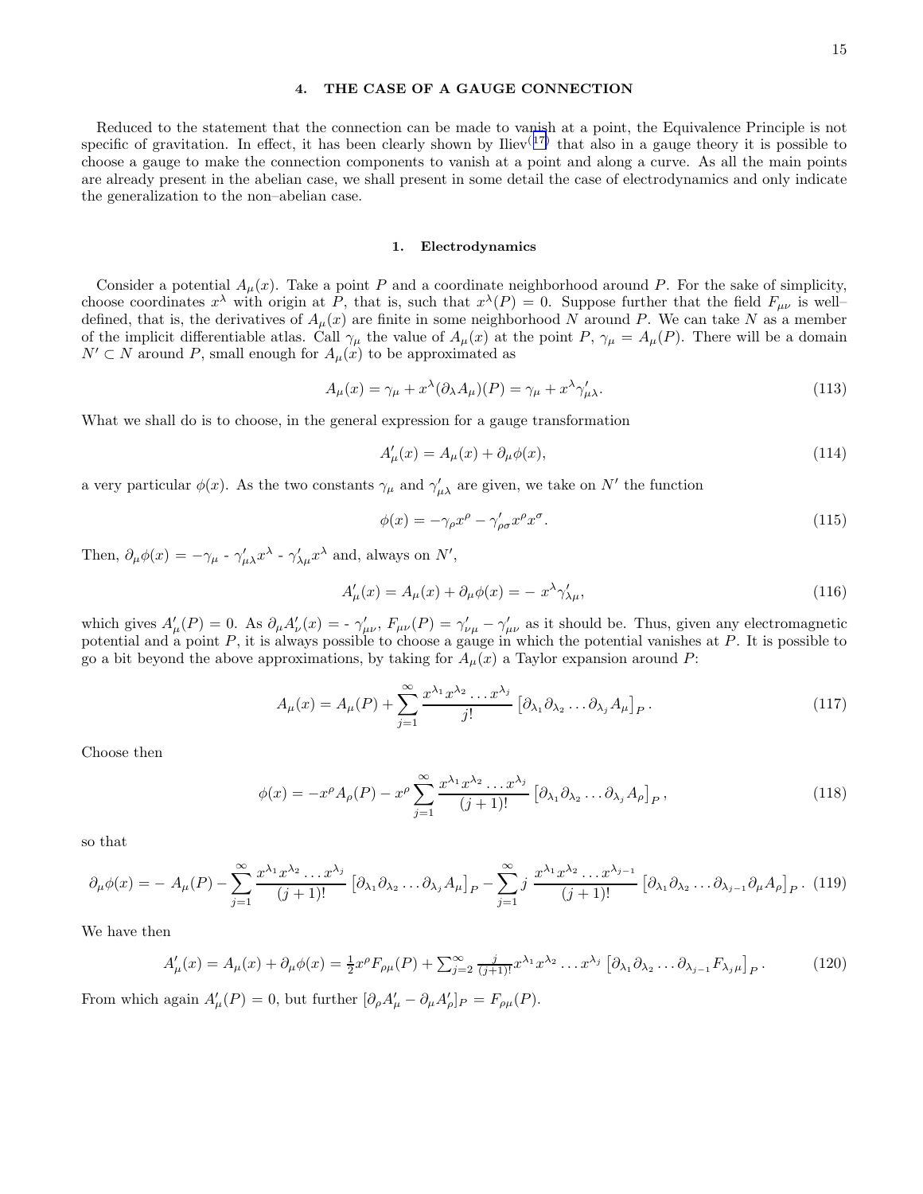## 4. THE CASE OF A GAUGE CONNECTION

Reduced to the statement that the connection can be made to vanish at a point, the Equivalence Principle is not specific of gravitation. In effect, it has been clearly shown by Iliev[17] that also in a gauge theory it is possible to choose a gauge to make the connection components to vanish at a point and along a curve. As all the main points are already present in the abelian case, we shall present in some detail the case of electrodynamics and only indicate the generalization to the non–abelian case.

### 1. Electrodynamics

Consider a potential $A_\mu(x)$. Take a point $P$ and a coordinate neighborhood around $P$. For the sake of simplicity, choose coordinates $x^\lambda$ with origin at $P$, that is, such that $x^\lambda(P) = 0$. Suppose further that the field $F_{\mu\nu}$ is well–defined, that is, the derivatives of $A_\mu(x)$ are finite in some neighborhood $N$ around $P$. We can take $N$ as a member of the implicit differentiable atlas. Call $\gamma_\mu$ the value of $A_\mu(x)$ at the point $P$, $\gamma_\mu = A_\mu(P)$. There will be a domain $N' \subset N$ around $P$, small enough for $A_\mu(x)$ to be approximated as

$$A_\mu(x) = \gamma_\mu + x^\lambda (\partial_\lambda A_\mu)(P) = \gamma_\mu + x^\lambda \gamma'_{\mu\lambda}. \tag{113}$$

What we shall do is to choose, in the general expression for a gauge transformation

$$A'_\mu(x) = A_\mu(x) + \partial_\mu \phi(x), \tag{114}$$

a very particular $\phi(x)$. As the two constants $\gamma_\mu$ and $\gamma'_{\mu\lambda}$ are given, we take on $N'$ the function

$$\phi(x) = -\gamma_\rho x^\rho - \gamma'_{\rho\sigma} x^\rho x^\sigma. \tag{115}$$

Then, $\partial_\mu \phi(x) = -\gamma_\mu$ - $\gamma'_{\mu\lambda} x^\lambda$ - $\gamma'_{\lambda\mu} x^\lambda$ and, always on $N'$,

$$A'_\mu(x) = A_\mu(x) + \partial_\mu \phi(x) = -\, x^\lambda \gamma'_{\lambda\mu}, \tag{116}$$

which gives $A'_\mu(P) = 0$. As $\partial_\mu A'_\nu(x) =$ - $\gamma'_{\mu\nu}$, $F_{\mu\nu}(P) = \gamma'_{\nu\mu} - \gamma'_{\mu\nu}$ as it should be. Thus, given any electromagnetic potential and a point $P$, it is always possible to choose a gauge in which the potential vanishes at $P$. It is possible to go a bit beyond the above approximations, by taking for $A_\mu(x)$ a Taylor expansion around $P$:

$$A_\mu(x) = A_\mu(P) + \sum_{j=1}^{\infty} \frac{x^{\lambda_1} x^{\lambda_2} \dots x^{\lambda_j}}{j!} \left[ \partial_{\lambda_1} \partial_{\lambda_2} \dots \partial_{\lambda_j} A_\mu \right]_P . \tag{117}$$

Choose then

$$\phi(x) = -x^\rho A_\rho(P) - x^\rho \sum_{j=1}^{\infty} \frac{x^{\lambda_1} x^{\lambda_2} \dots x^{\lambda_j}}{(j+1)!} \left[ \partial_{\lambda_1} \partial_{\lambda_2} \dots \partial_{\lambda_j} A_\rho \right]_P , \tag{118}$$

so that

$$\partial_\mu \phi(x) = -\, A_\mu(P) - \sum_{j=1}^{\infty} \frac{x^{\lambda_1} x^{\lambda_2} \dots x^{\lambda_j}}{(j+1)!} \left[ \partial_{\lambda_1} \partial_{\lambda_2} \dots \partial_{\lambda_j} A_\mu \right]_P - \sum_{j=1}^{\infty} j\, \frac{x^{\lambda_1} x^{\lambda_2} \dots x^{\lambda_{j-1}}}{(j+1)!} \left[ \partial_{\lambda_1} \partial_{\lambda_2} \dots \partial_{\lambda_{j-1}} \partial_\mu A_\rho \right]_P . \tag{119}$$

We have then

$$A'_\mu(x) = A_\mu(x) + \partial_\mu \phi(x) = \tfrac{1}{2} x^\rho F_{\rho\mu}(P) + \textstyle\sum_{j=2}^{\infty} \frac{j}{(j+1)!} x^{\lambda_1} x^{\lambda_2} \dots x^{\lambda_j} \left[ \partial_{\lambda_1} \partial_{\lambda_2} \dots \partial_{\lambda_{j-1}} F_{\lambda_j \mu} \right]_P . \tag{120}$$

From which again $A'_\mu(P) = 0$, but further $[\partial_\rho A'_\mu - \partial_\mu A'_\rho]_P = F_{\rho\mu}(P)$.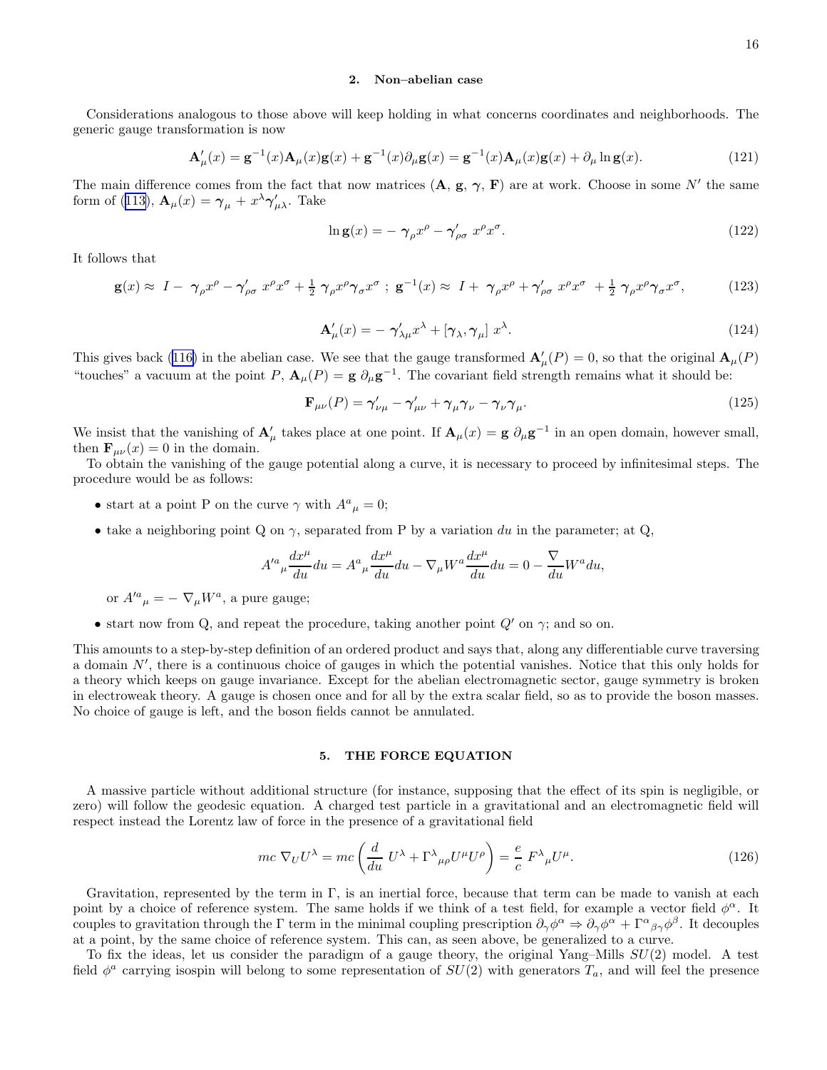### 2. Non–abelian case

Considerations analogous to those above will keep holding in what concerns coordinates and neighborhoods. The generic gauge transformation is now

$$\mathbf{A}'_\mu(x) = \mathbf{g}^{-1}(x)\mathbf{A}_\mu(x)\mathbf{g}(x) + \mathbf{g}^{-1}(x)\partial_\mu \mathbf{g}(x) = \mathbf{g}^{-1}(x)\mathbf{A}_\mu(x)\mathbf{g}(x) + \partial_\mu \ln \mathbf{g}(x). \tag{121}$$

The main difference comes from the fact that now matrices ($\mathbf{A}$, $\mathbf{g}$, $\boldsymbol{\gamma}$, $\mathbf{F}$) are at work. Choose in some $N'$ the same form of (113), $\mathbf{A}_\mu(x) = \boldsymbol{\gamma}_\mu + x^\lambda \boldsymbol{\gamma}'_{\mu\lambda}$. Take

$$\ln \mathbf{g}(x) = -\,\boldsymbol{\gamma}_\rho x^\rho - \boldsymbol{\gamma}'_{\rho\sigma}\, x^\rho x^\sigma. \tag{122}$$

It follows that

$$\mathbf{g}(x) \approx\ I -\ \boldsymbol{\gamma}_\rho x^\rho - \boldsymbol{\gamma}'_{\rho\sigma}\ x^\rho x^\sigma + \tfrac{1}{2}\ \boldsymbol{\gamma}_\rho x^\rho \boldsymbol{\gamma}_\sigma x^\sigma\ ;\ \mathbf{g}^{-1}(x) \approx\ I +\ \boldsymbol{\gamma}_\rho x^\rho + \boldsymbol{\gamma}'_{\rho\sigma}\ x^\rho x^\sigma\ + \tfrac{1}{2}\ \boldsymbol{\gamma}_\rho x^\rho \boldsymbol{\gamma}_\sigma x^\sigma, \tag{123}$$

$$\mathbf{A}'_\mu(x) = -\,\boldsymbol{\gamma}'_{\lambda\mu} x^\lambda + [\boldsymbol{\gamma}_\lambda, \boldsymbol{\gamma}_\mu]\ x^\lambda. \tag{124}$$

This gives back (116) in the abelian case. We see that the gauge transformed $\mathbf{A}'_\mu(P) = 0$, so that the original $\mathbf{A}_\mu(P)$ "touches" a vacuum at the point $P$, $\mathbf{A}_\mu(P) = \mathbf{g}\ \partial_\mu \mathbf{g}^{-1}$. The covariant field strength remains what it should be:

$$\mathbf{F}_{\mu\nu}(P) = \boldsymbol{\gamma}'_{\nu\mu} - \boldsymbol{\gamma}'_{\mu\nu} + \boldsymbol{\gamma}_\mu \boldsymbol{\gamma}_\nu - \boldsymbol{\gamma}_\nu \boldsymbol{\gamma}_\mu. \tag{125}$$

We insist that the vanishing of $\mathbf{A}'_\mu$ takes place at one point. If $\mathbf{A}_\mu(x) = \mathbf{g}\ \partial_\mu \mathbf{g}^{-1}$ in an open domain, however small, then $\mathbf{F}_{\mu\nu}(x) = 0$ in the domain.

To obtain the vanishing of the gauge potential along a curve, it is necessary to proceed by infinitesimal steps. The procedure would be as follows:

- start at a point P on the curve $\gamma$ with $A^a{}_\mu = 0$;
- take a neighboring point Q on $\gamma$, separated from P by a variation $du$ in the parameter; at Q,

$$A'^a{}_\mu \frac{dx^\mu}{du} du = A^a{}_\mu \frac{dx^\mu}{du} du - \nabla_\mu W^a \frac{dx^\mu}{du} du = 0 - \frac{\nabla}{du} W^a du,$$

  or $A'^a{}_\mu = -\,\nabla_\mu W^a$, a pure gauge;
- start now from Q, and repeat the procedure, taking another point $Q'$ on $\gamma$; and so on.

This amounts to a step-by-step definition of an ordered product and says that, along any differentiable curve traversing a domain $N'$, there is a continuous choice of gauges in which the potential vanishes. Notice that this only holds for a theory which keeps on gauge invariance. Except for the abelian electromagnetic sector, gauge symmetry is broken in electroweak theory. A gauge is chosen once and for all by the extra scalar field, so as to provide the boson masses. No choice of gauge is left, and the boson fields cannot be annulated.

## 5. THE FORCE EQUATION

A massive particle without additional structure (for instance, supposing that the effect of its spin is negligible, or zero) will follow the geodesic equation. A charged test particle in a gravitational and an electromagnetic field will respect instead the Lorentz law of force in the presence of a gravitational field

$$mc\ \nabla_U U^\lambda = mc\left(\frac{d}{du}\ U^\lambda + \Gamma^\lambda{}_{\mu\rho} U^\mu U^\rho\right) = \frac{e}{c}\ F^\lambda{}_\mu U^\mu. \tag{126}$$

Gravitation, represented by the term in $\Gamma$, is an inertial force, because that term can be made to vanish at each point by a choice of reference system. The same holds if we think of a test field, for example a vector field $\phi^\alpha$. It couples to gravitation through the $\Gamma$ term in the minimal coupling prescription $\partial_\gamma \phi^\alpha \Rightarrow \partial_\gamma \phi^\alpha + \Gamma^\alpha{}_{\beta\gamma}\phi^\beta$. It decouples at a point, by the same choice of reference system. This can, as seen above, be generalized to a curve.

To fix the ideas, let us consider the paradigm of a gauge theory, the original Yang–Mills $SU(2)$ model. A test field $\phi^a$ carrying isospin will belong to some representation of $SU(2)$ with generators $T_a$, and will feel the presence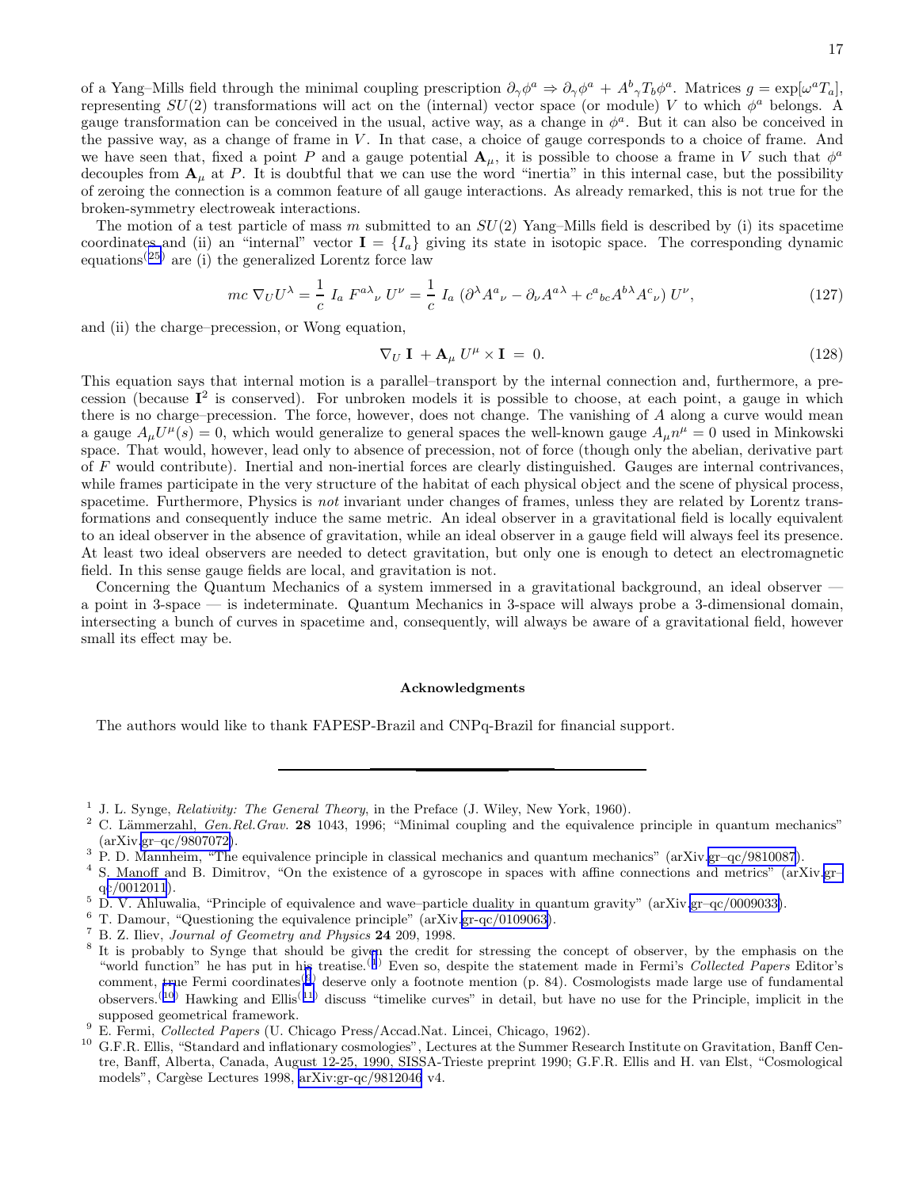of a Yang–Mills field through the minimal coupling prescription $\partial_\gamma \phi^a \Rightarrow \partial_\gamma \phi^a + A^b{}_\gamma T_b \phi^a$. Matrices $g = \exp[\omega^a T_a]$, representing $SU(2)$ transformations will act on the (internal) vector space (or module) $V$ to which $\phi^a$ belongs. A gauge transformation can be conceived in the usual, active way, as a change in $\phi^a$. But it can also be conceived in the passive way, as a change of frame in $V$. In that case, a choice of gauge corresponds to a choice of frame. And we have seen that, fixed a point $P$ and a gauge potential $\mathbf{A}_\mu$, it is possible to choose a frame in $V$ such that $\phi^a$ decouples from $\mathbf{A}_\mu$ at $P$. It is doubtful that we can use the word "inertia" in this internal case, but the possibility of zeroing the connection is a common feature of all gauge interactions. As already remarked, this is not true for the broken-symmetry electroweak interactions.

The motion of a test particle of mass $m$ submitted to an $SU(2)$ Yang–Mills field is described by (i) its spacetime coordinates and (ii) an "internal" vector $\mathbf{I} = \{I_a\}$ giving its state in isotopic space. The corresponding dynamic equations[25] are (i) the generalized Lorentz force law

$$mc\, \nabla_U U^\lambda = \frac{1}{c}\; I_a\; F^{a\lambda}{}_\nu\; U^\nu = \frac{1}{c}\; I_a\; (\partial^\lambda A^a{}_\nu - \partial_\nu A^{a\lambda} + c^a{}_{bc} A^{b\lambda} A^c{}_\nu)\; U^\nu, \tag{127}$$

and (ii) the charge–precession, or Wong equation,

$$\nabla_U\, \mathbf{I}\; + \mathbf{A}_\mu\; U^\mu \times \mathbf{I}\; =\; 0. \tag{128}$$

This equation says that internal motion is a parallel–transport by the internal connection and, furthermore, a precession (because $\mathbf{I}^2$ is conserved). For unbroken models it is possible to choose, at each point, a gauge in which there is no charge–precession. The force, however, does not change. The vanishing of $A$ along a curve would mean a gauge $A_\mu U^\mu(s) = 0$, which would generalize to general spaces the well-known gauge $A_\mu n^\mu = 0$ used in Minkowski space. That would, however, lead only to absence of precession, not of force (though only the abelian, derivative part of $F$ would contribute). Inertial and non-inertial forces are clearly distinguished. Gauges are internal contrivances, while frames participate in the very structure of the habitat of each physical object and the scene of physical process, spacetime. Furthermore, Physics is *not* invariant under changes of frames, unless they are related by Lorentz transformations and consequently induce the same metric. An ideal observer in a gravitational field is locally equivalent to an ideal observer in the absence of gravitation, while an ideal observer in a gauge field will always feel its presence. At least two ideal observers are needed to detect gravitation, but only one is enough to detect an electromagnetic field. In this sense gauge fields are local, and gravitation is not.

Concerning the Quantum Mechanics of a system immersed in a gravitational background, an ideal observer — a point in 3-space — is indeterminate. Quantum Mechanics in 3-space will always probe a 3-dimensional domain, intersecting a bunch of curves in spacetime and, consequently, will always be aware of a gravitational field, however small its effect may be.

## Acknowledgments

The authors would like to thank FAPESP-Brazil and CNPq-Brazil for financial support.

---

[1] J. L. Synge, *Relativity: The General Theory*, in the Preface (J. Wiley, New York, 1960).

[2] C. Lämmerzahl, *Gen.Rel.Grav.* **28** 1043, 1996; "Minimal coupling and the equivalence principle in quantum mechanics" (arXiv.gr–qc/9807072).

[3] P. D. Mannheim, "The equivalence principle in classical mechanics and quantum mechanics" (arXiv.gr–qc/9810087).

[4] S. Manoff and B. Dimitrov, "On the existence of a gyroscope in spaces with affine connections and metrics" (arXiv.gr–qc/0012011).

[5] D. V. Ahluwalia, "Principle of equivalence and wave–particle duality in quantum gravity" (arXiv.gr–qc/0009033).

[6] T. Damour, "Questioning the equivalence principle" (arXiv.gr-qc/0109063).

[7] B. Z. Iliev, *Journal of Geometry and Physics* **24** 209, 1998.

[8] It is probably to Synge that should be given the credit for stressing the concept of observer, by the emphasis on the "world function" he has put in his treatise.[1] Even so, despite the statement made in Fermi's *Collected Papers* Editor's comment, true Fermi coordinates[9] deserve only a footnote mention (p. 84). Cosmologists made large use of fundamental observers.[10] Hawking and Ellis[11] discuss "timelike curves" in detail, but have no use for the Principle, implicit in the supposed geometrical framework.

[9] E. Fermi, *Collected Papers* (U. Chicago Press/Accad.Nat. Lincei, Chicago, 1962).

[10] G.F.R. Ellis, "Standard and inflationary cosmologies", Lectures at the Summer Research Institute on Gravitation, Banff Centre, Banff, Alberta, Canada, August 12-25, 1990, SISSA-Trieste preprint 1990; G.F.R. Ellis and H. van Elst, "Cosmological models", Cargèse Lectures 1998, arXiv:gr-qc/9812046 v4.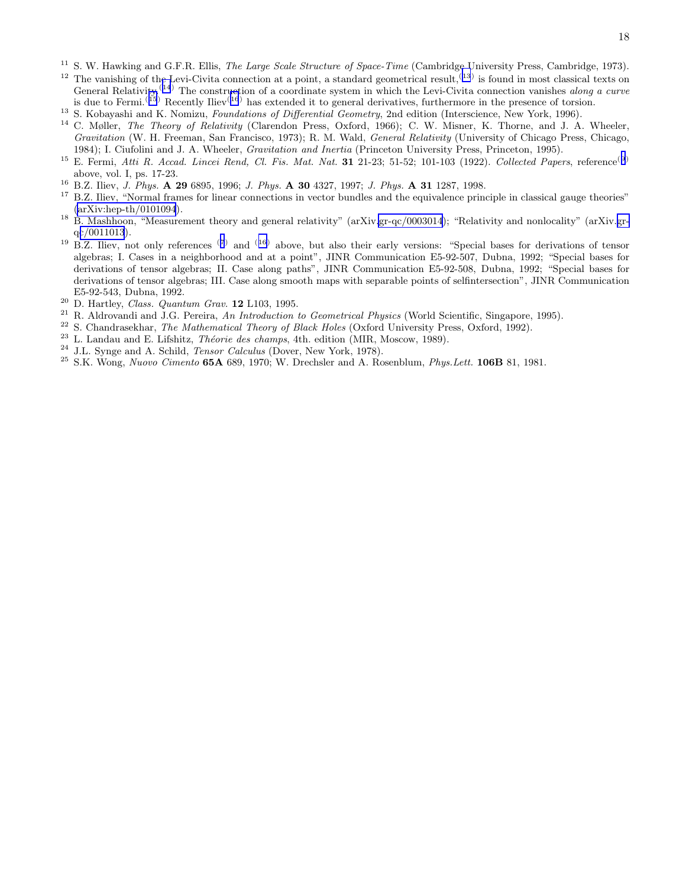[11] S. W. Hawking and G.F.R. Ellis, *The Large Scale Structure of Space-Time* (Cambridge University Press, Cambridge, 1973).

[12] The vanishing of the Levi-Civita connection at a point, a standard geometrical result,[(13)] is found in most classical texts on General Relativity.[(14)] The construction of a coordinate system in which the Levi-Civita connection vanishes *along a curve* is due to Fermi.[(15)] Recently Iliev[(16)] has extended it to general derivatives, furthermore in the presence of torsion.

[13] S. Kobayashi and K. Nomizu, *Foundations of Differential Geometry*, 2nd edition (Interscience, New York, 1996).

[14] C. Møller, *The Theory of Relativity* (Clarendon Press, Oxford, 1966); C. W. Misner, K. Thorne, and J. A. Wheeler, *Gravitation* (W. H. Freeman, San Francisco, 1973); R. M. Wald, *General Relativity* (University of Chicago Press, Chicago, 1984); I. Ciufolini and J. A. Wheeler, *Gravitation and Inertia* (Princeton University Press, Princeton, 1995).

[15] E. Fermi, *Atti R. Accad. Lincei Rend, Cl. Fis. Mat. Nat.* **31** 21-23; 51-52; 101-103 (1922). *Collected Papers*, reference[(9)] above, vol. I, ps. 17-23.

[16] B.Z. Iliev, *J. Phys.* **A 29** 6895, 1996; *J. Phys.* **A 30** 4327, 1997; *J. Phys.* **A 31** 1287, 1998.

[17] B.Z. Iliev, "Normal frames for linear connections in vector bundles and the equivalence principle in classical gauge theories" (arXiv:hep-th/0101094).

[18] B. Mashhoon, "Measurement theory and general relativity" (arXiv.gr-qc/0003014); "Relativity and nonlocality" (arXiv.gr-qc/0011013).

[19] B.Z. Iliev, not only references [(7)] and [(16)] above, but also their early versions: "Special bases for derivations of tensor algebras; I. Cases in a neighborhood and at a point", JINR Communication E5-92-507, Dubna, 1992; "Special bases for derivations of tensor algebras; II. Case along paths", JINR Communication E5-92-508, Dubna, 1992; "Special bases for derivations of tensor algebras; III. Case along smooth maps with separable points of selfintersection", JINR Communication E5-92-543, Dubna, 1992.

[20] D. Hartley, *Class. Quantum Grav.* **12** L103, 1995.

[21] R. Aldrovandi and J.G. Pereira, *An Introduction to Geometrical Physics* (World Scientific, Singapore, 1995).

[22] S. Chandrasekhar, *The Mathematical Theory of Black Holes* (Oxford University Press, Oxford, 1992).

[23] L. Landau and E. Lifshitz, *Théorie des champs*, 4th. edition (MIR, Moscow, 1989).

[24] J.L. Synge and A. Schild, *Tensor Calculus* (Dover, New York, 1978).

[25] S.K. Wong, *Nuovo Cimento* **65A** 689, 1970; W. Drechsler and A. Rosenblum, *Phys.Lett.* **106B** 81, 1981.